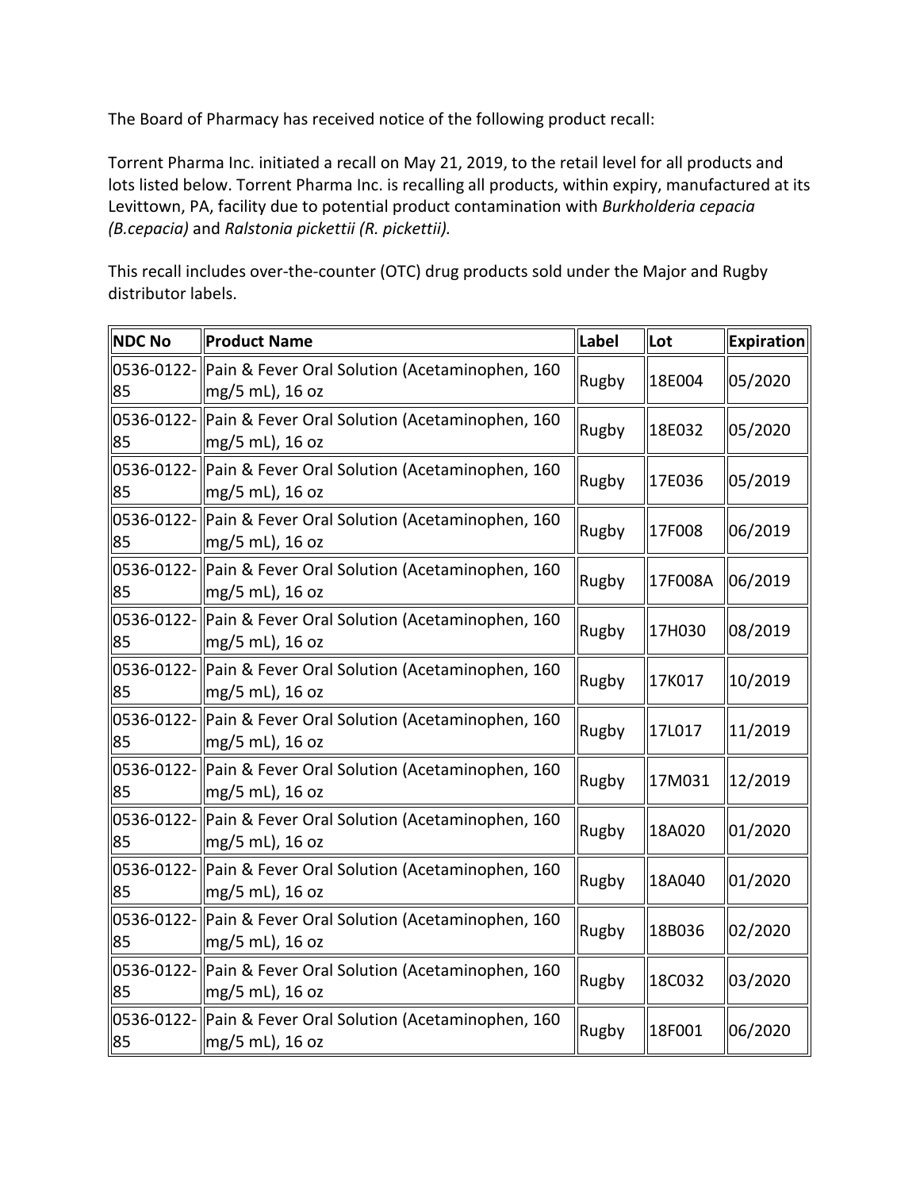The Board of Pharmacy has received notice of the following product recall:

Torrent Pharma Inc. initiated a recall on May 21, 2019, to the retail level for all products and lots listed below. Torrent Pharma Inc. is recalling all products, within expiry, manufactured at its Levittown, PA, facility due to potential product contamination with *Burkholderia cepacia (B.cepacia)* and *Ralstonia pickettii (R. pickettii).*

This recall includes over-the-counter (OTC) drug products sold under the Major and Rugby distributor labels.

| NDC No | Product Name | Label | Lot | Expiration |
|---|---|---|---|---|
| 0536-0122-85 | Pain & Fever Oral Solution (Acetaminophen, 160 mg/5 mL), 16 oz | Rugby | 18E004 | 05/2020 |
| 0536-0122-85 | Pain & Fever Oral Solution (Acetaminophen, 160 mg/5 mL), 16 oz | Rugby | 18E032 | 05/2020 |
| 0536-0122-85 | Pain & Fever Oral Solution (Acetaminophen, 160 mg/5 mL), 16 oz | Rugby | 17E036 | 05/2019 |
| 0536-0122-85 | Pain & Fever Oral Solution (Acetaminophen, 160 mg/5 mL), 16 oz | Rugby | 17F008 | 06/2019 |
| 0536-0122-85 | Pain & Fever Oral Solution (Acetaminophen, 160 mg/5 mL), 16 oz | Rugby | 17F008A | 06/2019 |
| 0536-0122-85 | Pain & Fever Oral Solution (Acetaminophen, 160 mg/5 mL), 16 oz | Rugby | 17H030 | 08/2019 |
| 0536-0122-85 | Pain & Fever Oral Solution (Acetaminophen, 160 mg/5 mL), 16 oz | Rugby | 17K017 | 10/2019 |
| 0536-0122-85 | Pain & Fever Oral Solution (Acetaminophen, 160 mg/5 mL), 16 oz | Rugby | 17L017 | 11/2019 |
| 0536-0122-85 | Pain & Fever Oral Solution (Acetaminophen, 160 mg/5 mL), 16 oz | Rugby | 17M031 | 12/2019 |
| 0536-0122-85 | Pain & Fever Oral Solution (Acetaminophen, 160 mg/5 mL), 16 oz | Rugby | 18A020 | 01/2020 |
| 0536-0122-85 | Pain & Fever Oral Solution (Acetaminophen, 160 mg/5 mL), 16 oz | Rugby | 18A040 | 01/2020 |
| 0536-0122-85 | Pain & Fever Oral Solution (Acetaminophen, 160 mg/5 mL), 16 oz | Rugby | 18B036 | 02/2020 |
| 0536-0122-85 | Pain & Fever Oral Solution (Acetaminophen, 160 mg/5 mL), 16 oz | Rugby | 18C032 | 03/2020 |
| 0536-0122-85 | Pain & Fever Oral Solution (Acetaminophen, 160 mg/5 mL), 16 oz | Rugby | 18F001 | 06/2020 |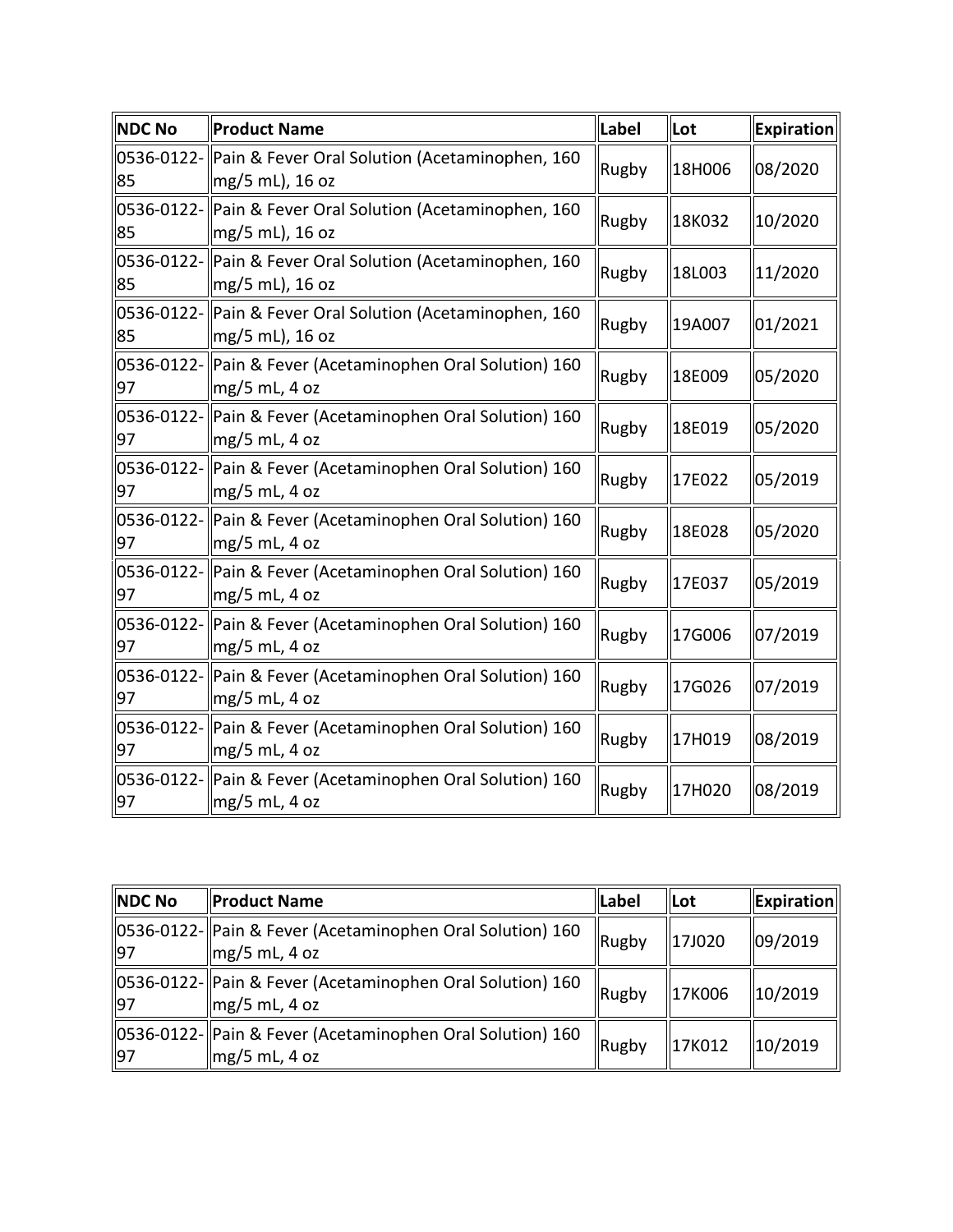| NDC No | Product Name | Label | Lot | Expiration |
|---|---|---|---|---|
| 0536-0122-85 | Pain & Fever Oral Solution (Acetaminophen, 160 mg/5 mL), 16 oz | Rugby | 18H006 | 08/2020 |
| 0536-0122-85 | Pain & Fever Oral Solution (Acetaminophen, 160 mg/5 mL), 16 oz | Rugby | 18K032 | 10/2020 |
| 0536-0122-85 | Pain & Fever Oral Solution (Acetaminophen, 160 mg/5 mL), 16 oz | Rugby | 18L003 | 11/2020 |
| 0536-0122-85 | Pain & Fever Oral Solution (Acetaminophen, 160 mg/5 mL), 16 oz | Rugby | 19A007 | 01/2021 |
| 0536-0122-97 | Pain & Fever (Acetaminophen Oral Solution) 160 mg/5 mL, 4 oz | Rugby | 18E009 | 05/2020 |
| 0536-0122-97 | Pain & Fever (Acetaminophen Oral Solution) 160 mg/5 mL, 4 oz | Rugby | 18E019 | 05/2020 |
| 0536-0122-97 | Pain & Fever (Acetaminophen Oral Solution) 160 mg/5 mL, 4 oz | Rugby | 17E022 | 05/2019 |
| 0536-0122-97 | Pain & Fever (Acetaminophen Oral Solution) 160 mg/5 mL, 4 oz | Rugby | 18E028 | 05/2020 |
| 0536-0122-97 | Pain & Fever (Acetaminophen Oral Solution) 160 mg/5 mL, 4 oz | Rugby | 17E037 | 05/2019 |
| 0536-0122-97 | Pain & Fever (Acetaminophen Oral Solution) 160 mg/5 mL, 4 oz | Rugby | 17G006 | 07/2019 |
| 0536-0122-97 | Pain & Fever (Acetaminophen Oral Solution) 160 mg/5 mL, 4 oz | Rugby | 17G026 | 07/2019 |
| 0536-0122-97 | Pain & Fever (Acetaminophen Oral Solution) 160 mg/5 mL, 4 oz | Rugby | 17H019 | 08/2019 |
| 0536-0122-97 | Pain & Fever (Acetaminophen Oral Solution) 160 mg/5 mL, 4 oz | Rugby | 17H020 | 08/2019 |

| NDC No | Product Name | Label | Lot | Expiration |
|---|---|---|---|---|
| 0536-0122-97 | Pain & Fever (Acetaminophen Oral Solution) 160 mg/5 mL, 4 oz | Rugby | 17J020 | 09/2019 |
| 0536-0122-97 | Pain & Fever (Acetaminophen Oral Solution) 160 mg/5 mL, 4 oz | Rugby | 17K006 | 10/2019 |
| 0536-0122-97 | Pain & Fever (Acetaminophen Oral Solution) 160 mg/5 mL, 4 oz | Rugby | 17K012 | 10/2019 |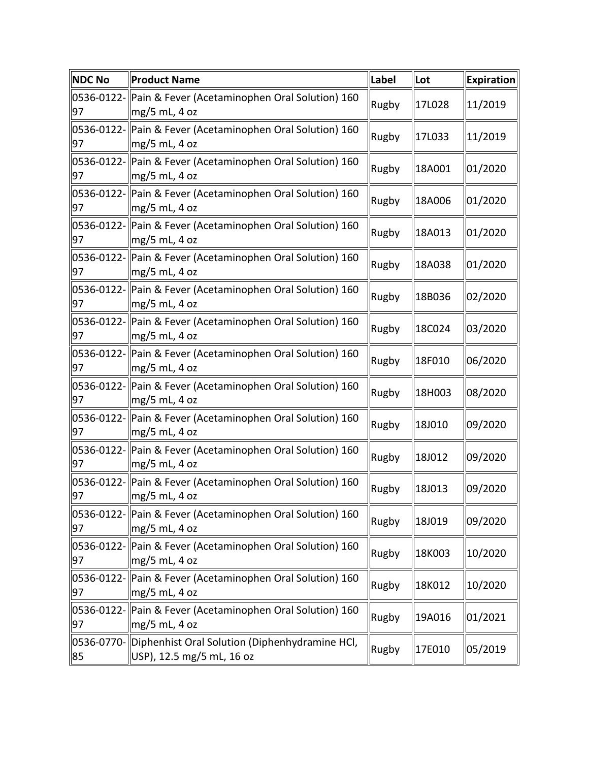| NDC No | Product Name | Label | Lot | Expiration |
| --- | --- | --- | --- | --- |
| 0536-0122-97 | Pain & Fever (Acetaminophen Oral Solution) 160 mg/5 mL, 4 oz | Rugby | 17L028 | 11/2019 |
| 0536-0122-97 | Pain & Fever (Acetaminophen Oral Solution) 160 mg/5 mL, 4 oz | Rugby | 17L033 | 11/2019 |
| 0536-0122-97 | Pain & Fever (Acetaminophen Oral Solution) 160 mg/5 mL, 4 oz | Rugby | 18A001 | 01/2020 |
| 0536-0122-97 | Pain & Fever (Acetaminophen Oral Solution) 160 mg/5 mL, 4 oz | Rugby | 18A006 | 01/2020 |
| 0536-0122-97 | Pain & Fever (Acetaminophen Oral Solution) 160 mg/5 mL, 4 oz | Rugby | 18A013 | 01/2020 |
| 0536-0122-97 | Pain & Fever (Acetaminophen Oral Solution) 160 mg/5 mL, 4 oz | Rugby | 18A038 | 01/2020 |
| 0536-0122-97 | Pain & Fever (Acetaminophen Oral Solution) 160 mg/5 mL, 4 oz | Rugby | 18B036 | 02/2020 |
| 0536-0122-97 | Pain & Fever (Acetaminophen Oral Solution) 160 mg/5 mL, 4 oz | Rugby | 18C024 | 03/2020 |
| 0536-0122-97 | Pain & Fever (Acetaminophen Oral Solution) 160 mg/5 mL, 4 oz | Rugby | 18F010 | 06/2020 |
| 0536-0122-97 | Pain & Fever (Acetaminophen Oral Solution) 160 mg/5 mL, 4 oz | Rugby | 18H003 | 08/2020 |
| 0536-0122-97 | Pain & Fever (Acetaminophen Oral Solution) 160 mg/5 mL, 4 oz | Rugby | 18J010 | 09/2020 |
| 0536-0122-97 | Pain & Fever (Acetaminophen Oral Solution) 160 mg/5 mL, 4 oz | Rugby | 18J012 | 09/2020 |
| 0536-0122-97 | Pain & Fever (Acetaminophen Oral Solution) 160 mg/5 mL, 4 oz | Rugby | 18J013 | 09/2020 |
| 0536-0122-97 | Pain & Fever (Acetaminophen Oral Solution) 160 mg/5 mL, 4 oz | Rugby | 18J019 | 09/2020 |
| 0536-0122-97 | Pain & Fever (Acetaminophen Oral Solution) 160 mg/5 mL, 4 oz | Rugby | 18K003 | 10/2020 |
| 0536-0122-97 | Pain & Fever (Acetaminophen Oral Solution) 160 mg/5 mL, 4 oz | Rugby | 18K012 | 10/2020 |
| 0536-0122-97 | Pain & Fever (Acetaminophen Oral Solution) 160 mg/5 mL, 4 oz | Rugby | 19A016 | 01/2021 |
| 0536-0770-85 | Diphenhist Oral Solution (Diphenhydramine HCl, USP), 12.5 mg/5 mL, 16 oz | Rugby | 17E010 | 05/2019 |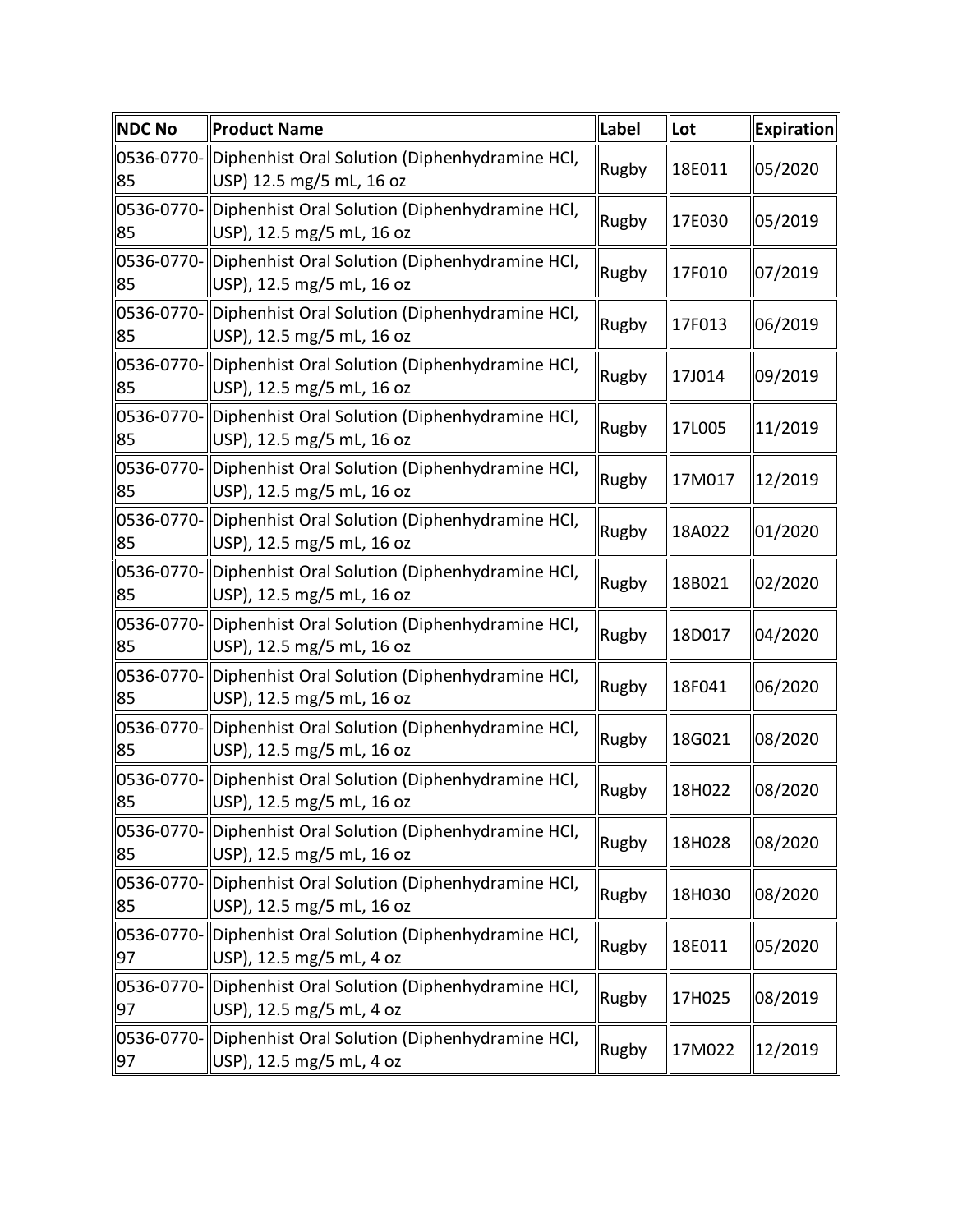| NDC No | Product Name | Label | Lot | Expiration |
|---|---|---|---|---|
| 0536-0770-85 | Diphenhist Oral Solution (Diphenhydramine HCl, USP) 12.5 mg/5 mL, 16 oz | Rugby | 18E011 | 05/2020 |
| 0536-0770-85 | Diphenhist Oral Solution (Diphenhydramine HCl, USP), 12.5 mg/5 mL, 16 oz | Rugby | 17E030 | 05/2019 |
| 0536-0770-85 | Diphenhist Oral Solution (Diphenhydramine HCl, USP), 12.5 mg/5 mL, 16 oz | Rugby | 17F010 | 07/2019 |
| 0536-0770-85 | Diphenhist Oral Solution (Diphenhydramine HCl, USP), 12.5 mg/5 mL, 16 oz | Rugby | 17F013 | 06/2019 |
| 0536-0770-85 | Diphenhist Oral Solution (Diphenhydramine HCl, USP), 12.5 mg/5 mL, 16 oz | Rugby | 17J014 | 09/2019 |
| 0536-0770-85 | Diphenhist Oral Solution (Diphenhydramine HCl, USP), 12.5 mg/5 mL, 16 oz | Rugby | 17L005 | 11/2019 |
| 0536-0770-85 | Diphenhist Oral Solution (Diphenhydramine HCl, USP), 12.5 mg/5 mL, 16 oz | Rugby | 17M017 | 12/2019 |
| 0536-0770-85 | Diphenhist Oral Solution (Diphenhydramine HCl, USP), 12.5 mg/5 mL, 16 oz | Rugby | 18A022 | 01/2020 |
| 0536-0770-85 | Diphenhist Oral Solution (Diphenhydramine HCl, USP), 12.5 mg/5 mL, 16 oz | Rugby | 18B021 | 02/2020 |
| 0536-0770-85 | Diphenhist Oral Solution (Diphenhydramine HCl, USP), 12.5 mg/5 mL, 16 oz | Rugby | 18D017 | 04/2020 |
| 0536-0770-85 | Diphenhist Oral Solution (Diphenhydramine HCl, USP), 12.5 mg/5 mL, 16 oz | Rugby | 18F041 | 06/2020 |
| 0536-0770-85 | Diphenhist Oral Solution (Diphenhydramine HCl, USP), 12.5 mg/5 mL, 16 oz | Rugby | 18G021 | 08/2020 |
| 0536-0770-85 | Diphenhist Oral Solution (Diphenhydramine HCl, USP), 12.5 mg/5 mL, 16 oz | Rugby | 18H022 | 08/2020 |
| 0536-0770-85 | Diphenhist Oral Solution (Diphenhydramine HCl, USP), 12.5 mg/5 mL, 16 oz | Rugby | 18H028 | 08/2020 |
| 0536-0770-85 | Diphenhist Oral Solution (Diphenhydramine HCl, USP), 12.5 mg/5 mL, 16 oz | Rugby | 18H030 | 08/2020 |
| 0536-0770-97 | Diphenhist Oral Solution (Diphenhydramine HCl, USP), 12.5 mg/5 mL, 4 oz | Rugby | 18E011 | 05/2020 |
| 0536-0770-97 | Diphenhist Oral Solution (Diphenhydramine HCl, USP), 12.5 mg/5 mL, 4 oz | Rugby | 17H025 | 08/2019 |
| 0536-0770-97 | Diphenhist Oral Solution (Diphenhydramine HCl, USP), 12.5 mg/5 mL, 4 oz | Rugby | 17M022 | 12/2019 |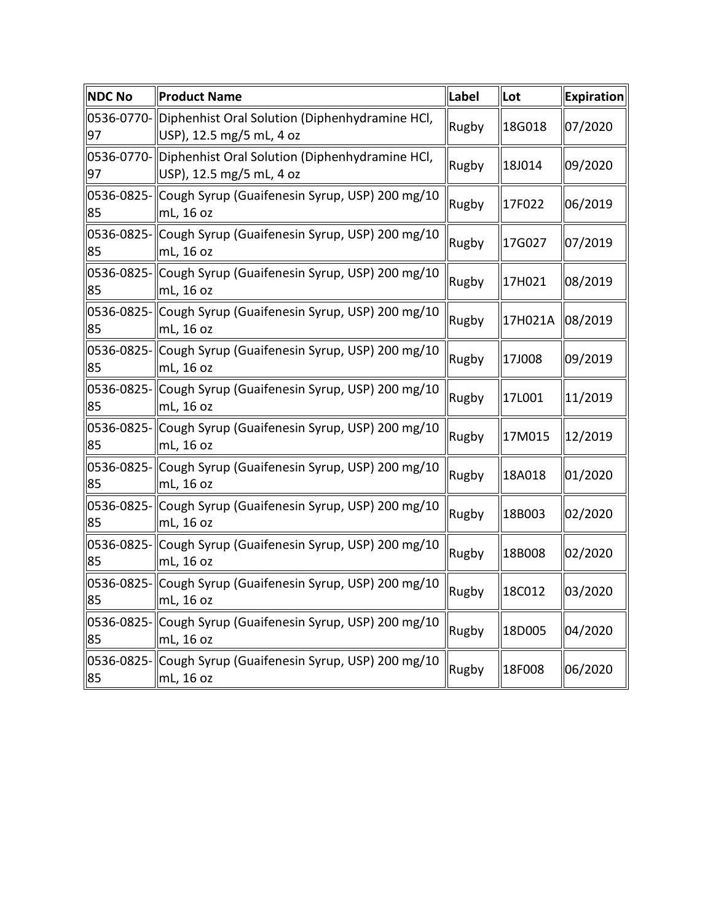| NDC No | Product Name | Label | Lot | Expiration |
| --- | --- | --- | --- | --- |
| 0536-0770-97 | Diphenhist Oral Solution (Diphenhydramine HCl, USP), 12.5 mg/5 mL, 4 oz | Rugby | 18G018 | 07/2020 |
| 0536-0770-97 | Diphenhist Oral Solution (Diphenhydramine HCl, USP), 12.5 mg/5 mL, 4 oz | Rugby | 18J014 | 09/2020 |
| 0536-0825-85 | Cough Syrup (Guaifenesin Syrup, USP) 200 mg/10 mL, 16 oz | Rugby | 17F022 | 06/2019 |
| 0536-0825-85 | Cough Syrup (Guaifenesin Syrup, USP) 200 mg/10 mL, 16 oz | Rugby | 17G027 | 07/2019 |
| 0536-0825-85 | Cough Syrup (Guaifenesin Syrup, USP) 200 mg/10 mL, 16 oz | Rugby | 17H021 | 08/2019 |
| 0536-0825-85 | Cough Syrup (Guaifenesin Syrup, USP) 200 mg/10 mL, 16 oz | Rugby | 17H021A | 08/2019 |
| 0536-0825-85 | Cough Syrup (Guaifenesin Syrup, USP) 200 mg/10 mL, 16 oz | Rugby | 17J008 | 09/2019 |
| 0536-0825-85 | Cough Syrup (Guaifenesin Syrup, USP) 200 mg/10 mL, 16 oz | Rugby | 17L001 | 11/2019 |
| 0536-0825-85 | Cough Syrup (Guaifenesin Syrup, USP) 200 mg/10 mL, 16 oz | Rugby | 17M015 | 12/2019 |
| 0536-0825-85 | Cough Syrup (Guaifenesin Syrup, USP) 200 mg/10 mL, 16 oz | Rugby | 18A018 | 01/2020 |
| 0536-0825-85 | Cough Syrup (Guaifenesin Syrup, USP) 200 mg/10 mL, 16 oz | Rugby | 18B003 | 02/2020 |
| 0536-0825-85 | Cough Syrup (Guaifenesin Syrup, USP) 200 mg/10 mL, 16 oz | Rugby | 18B008 | 02/2020 |
| 0536-0825-85 | Cough Syrup (Guaifenesin Syrup, USP) 200 mg/10 mL, 16 oz | Rugby | 18C012 | 03/2020 |
| 0536-0825-85 | Cough Syrup (Guaifenesin Syrup, USP) 200 mg/10 mL, 16 oz | Rugby | 18D005 | 04/2020 |
| 0536-0825-85 | Cough Syrup (Guaifenesin Syrup, USP) 200 mg/10 mL, 16 oz | Rugby | 18F008 | 06/2020 |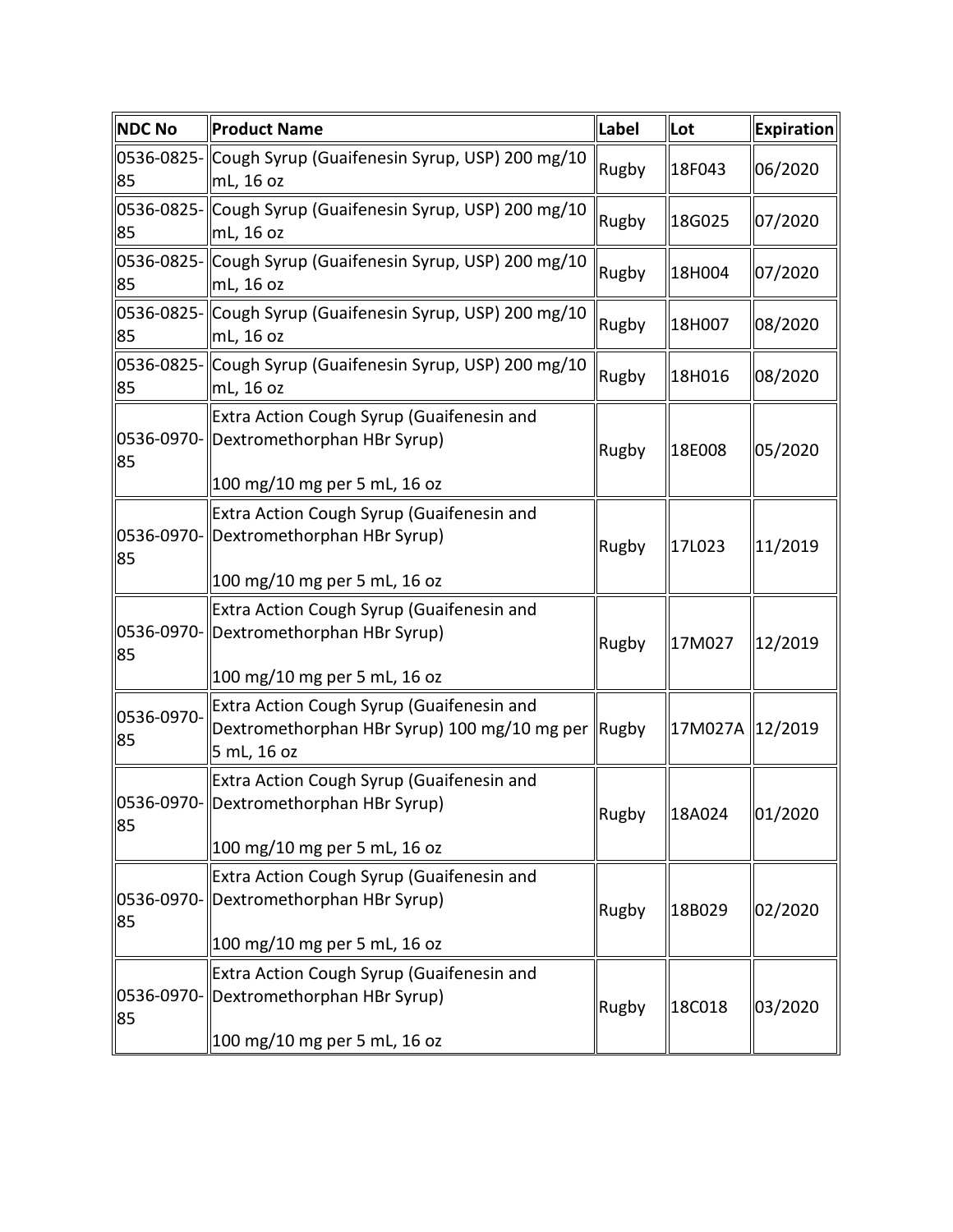| NDC No | Product Name | Label | Lot | Expiration |
|---|---|---|---|---|
| 0536-0825-85 | Cough Syrup (Guaifenesin Syrup, USP) 200 mg/10 mL, 16 oz | Rugby | 18F043 | 06/2020 |
| 0536-0825-85 | Cough Syrup (Guaifenesin Syrup, USP) 200 mg/10 mL, 16 oz | Rugby | 18G025 | 07/2020 |
| 0536-0825-85 | Cough Syrup (Guaifenesin Syrup, USP) 200 mg/10 mL, 16 oz | Rugby | 18H004 | 07/2020 |
| 0536-0825-85 | Cough Syrup (Guaifenesin Syrup, USP) 200 mg/10 mL, 16 oz | Rugby | 18H007 | 08/2020 |
| 0536-0825-85 | Cough Syrup (Guaifenesin Syrup, USP) 200 mg/10 mL, 16 oz | Rugby | 18H016 | 08/2020 |
| 0536-0970-85 | Extra Action Cough Syrup (Guaifenesin and Dextromethorphan HBr Syrup) 100 mg/10 mg per 5 mL, 16 oz | Rugby | 18E008 | 05/2020 |
| 0536-0970-85 | Extra Action Cough Syrup (Guaifenesin and Dextromethorphan HBr Syrup) 100 mg/10 mg per 5 mL, 16 oz | Rugby | 17L023 | 11/2019 |
| 0536-0970-85 | Extra Action Cough Syrup (Guaifenesin and Dextromethorphan HBr Syrup) 100 mg/10 mg per 5 mL, 16 oz | Rugby | 17M027 | 12/2019 |
| 0536-0970-85 | Extra Action Cough Syrup (Guaifenesin and Dextromethorphan HBr Syrup) 100 mg/10 mg per 5 mL, 16 oz | Rugby | 17M027A | 12/2019 |
| 0536-0970-85 | Extra Action Cough Syrup (Guaifenesin and Dextromethorphan HBr Syrup) 100 mg/10 mg per 5 mL, 16 oz | Rugby | 18A024 | 01/2020 |
| 0536-0970-85 | Extra Action Cough Syrup (Guaifenesin and Dextromethorphan HBr Syrup) 100 mg/10 mg per 5 mL, 16 oz | Rugby | 18B029 | 02/2020 |
| 0536-0970-85 | Extra Action Cough Syrup (Guaifenesin and Dextromethorphan HBr Syrup) 100 mg/10 mg per 5 mL, 16 oz | Rugby | 18C018 | 03/2020 |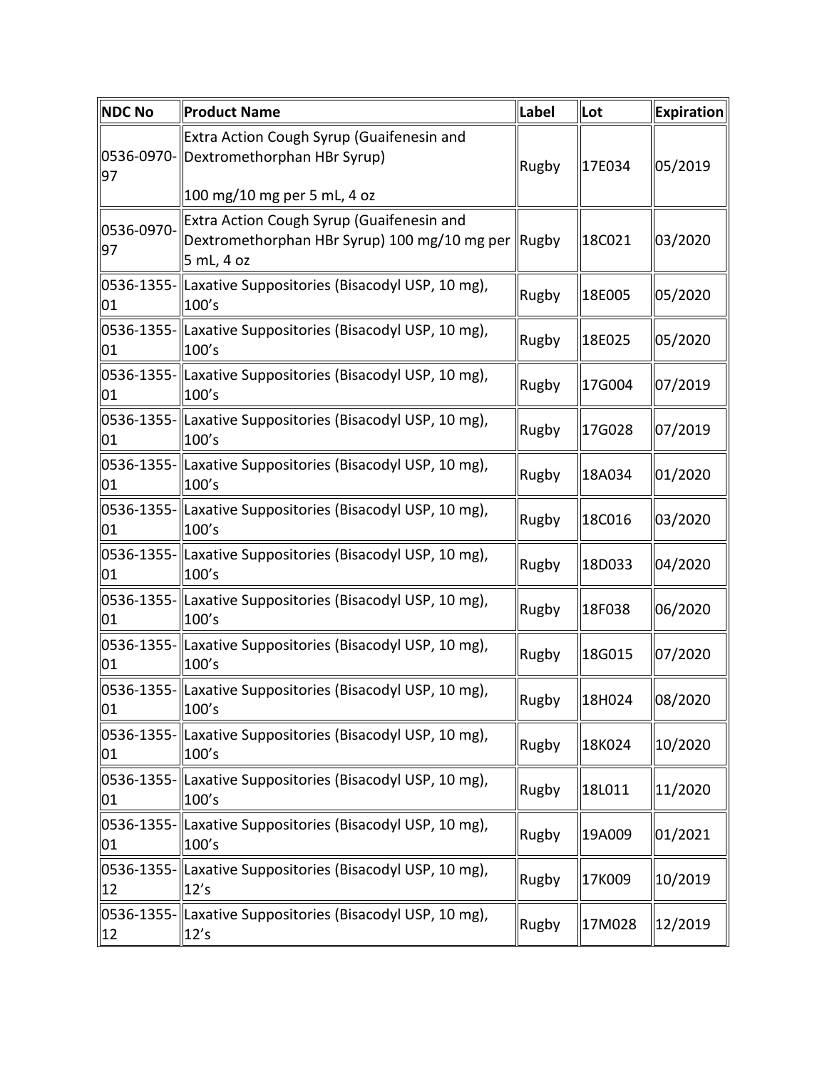| NDC No | Product Name | Label | Lot | Expiration |
| --- | --- | --- | --- | --- |
| 0536-0970-97 | Extra Action Cough Syrup (Guaifenesin and Dextromethorphan HBr Syrup) 100 mg/10 mg per 5 mL, 4 oz | Rugby | 17E034 | 05/2019 |
| 0536-0970-97 | Extra Action Cough Syrup (Guaifenesin and Dextromethorphan HBr Syrup) 100 mg/10 mg per 5 mL, 4 oz | Rugby | 18C021 | 03/2020 |
| 0536-1355-01 | Laxative Suppositories (Bisacodyl USP, 10 mg), 100's | Rugby | 18E005 | 05/2020 |
| 0536-1355-01 | Laxative Suppositories (Bisacodyl USP, 10 mg), 100's | Rugby | 18E025 | 05/2020 |
| 0536-1355-01 | Laxative Suppositories (Bisacodyl USP, 10 mg), 100's | Rugby | 17G004 | 07/2019 |
| 0536-1355-01 | Laxative Suppositories (Bisacodyl USP, 10 mg), 100's | Rugby | 17G028 | 07/2019 |
| 0536-1355-01 | Laxative Suppositories (Bisacodyl USP, 10 mg), 100's | Rugby | 18A034 | 01/2020 |
| 0536-1355-01 | Laxative Suppositories (Bisacodyl USP, 10 mg), 100's | Rugby | 18C016 | 03/2020 |
| 0536-1355-01 | Laxative Suppositories (Bisacodyl USP, 10 mg), 100's | Rugby | 18D033 | 04/2020 |
| 0536-1355-01 | Laxative Suppositories (Bisacodyl USP, 10 mg), 100's | Rugby | 18F038 | 06/2020 |
| 0536-1355-01 | Laxative Suppositories (Bisacodyl USP, 10 mg), 100's | Rugby | 18G015 | 07/2020 |
| 0536-1355-01 | Laxative Suppositories (Bisacodyl USP, 10 mg), 100's | Rugby | 18H024 | 08/2020 |
| 0536-1355-01 | Laxative Suppositories (Bisacodyl USP, 10 mg), 100's | Rugby | 18K024 | 10/2020 |
| 0536-1355-01 | Laxative Suppositories (Bisacodyl USP, 10 mg), 100's | Rugby | 18L011 | 11/2020 |
| 0536-1355-01 | Laxative Suppositories (Bisacodyl USP, 10 mg), 100's | Rugby | 19A009 | 01/2021 |
| 0536-1355-12 | Laxative Suppositories (Bisacodyl USP, 10 mg), 12's | Rugby | 17K009 | 10/2019 |
| 0536-1355-12 | Laxative Suppositories (Bisacodyl USP, 10 mg), 12's | Rugby | 17M028 | 12/2019 |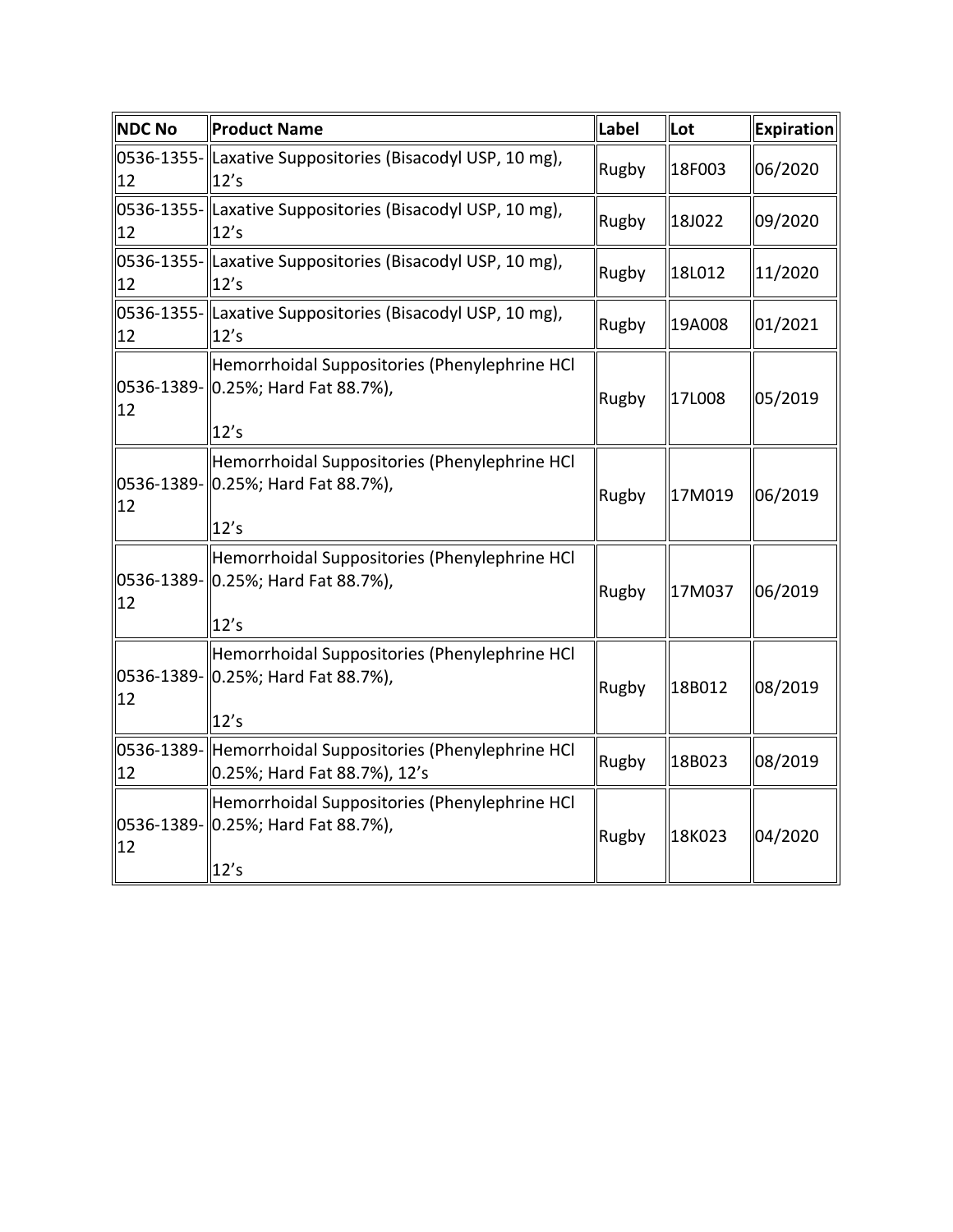| NDC No | Product Name | Label | Lot | Expiration |
|---|---|---|---|---|
| 0536-1355-12 | Laxative Suppositories (Bisacodyl USP, 10 mg), 12's | Rugby | 18F003 | 06/2020 |
| 0536-1355-12 | Laxative Suppositories (Bisacodyl USP, 10 mg), 12's | Rugby | 18J022 | 09/2020 |
| 0536-1355-12 | Laxative Suppositories (Bisacodyl USP, 10 mg), 12's | Rugby | 18L012 | 11/2020 |
| 0536-1355-12 | Laxative Suppositories (Bisacodyl USP, 10 mg), 12's | Rugby | 19A008 | 01/2021 |
| 0536-1389-12 | Hemorrhoidal Suppositories (Phenylephrine HCl 0.25%; Hard Fat 88.7%), 12's | Rugby | 17L008 | 05/2019 |
| 0536-1389-12 | Hemorrhoidal Suppositories (Phenylephrine HCl 0.25%; Hard Fat 88.7%), 12's | Rugby | 17M019 | 06/2019 |
| 0536-1389-12 | Hemorrhoidal Suppositories (Phenylephrine HCl 0.25%; Hard Fat 88.7%), 12's | Rugby | 17M037 | 06/2019 |
| 0536-1389-12 | Hemorrhoidal Suppositories (Phenylephrine HCl 0.25%; Hard Fat 88.7%), 12's | Rugby | 18B012 | 08/2019 |
| 0536-1389-12 | Hemorrhoidal Suppositories (Phenylephrine HCl 0.25%; Hard Fat 88.7%), 12's | Rugby | 18B023 | 08/2019 |
| 0536-1389-12 | Hemorrhoidal Suppositories (Phenylephrine HCl 0.25%; Hard Fat 88.7%), 12's | Rugby | 18K023 | 04/2020 |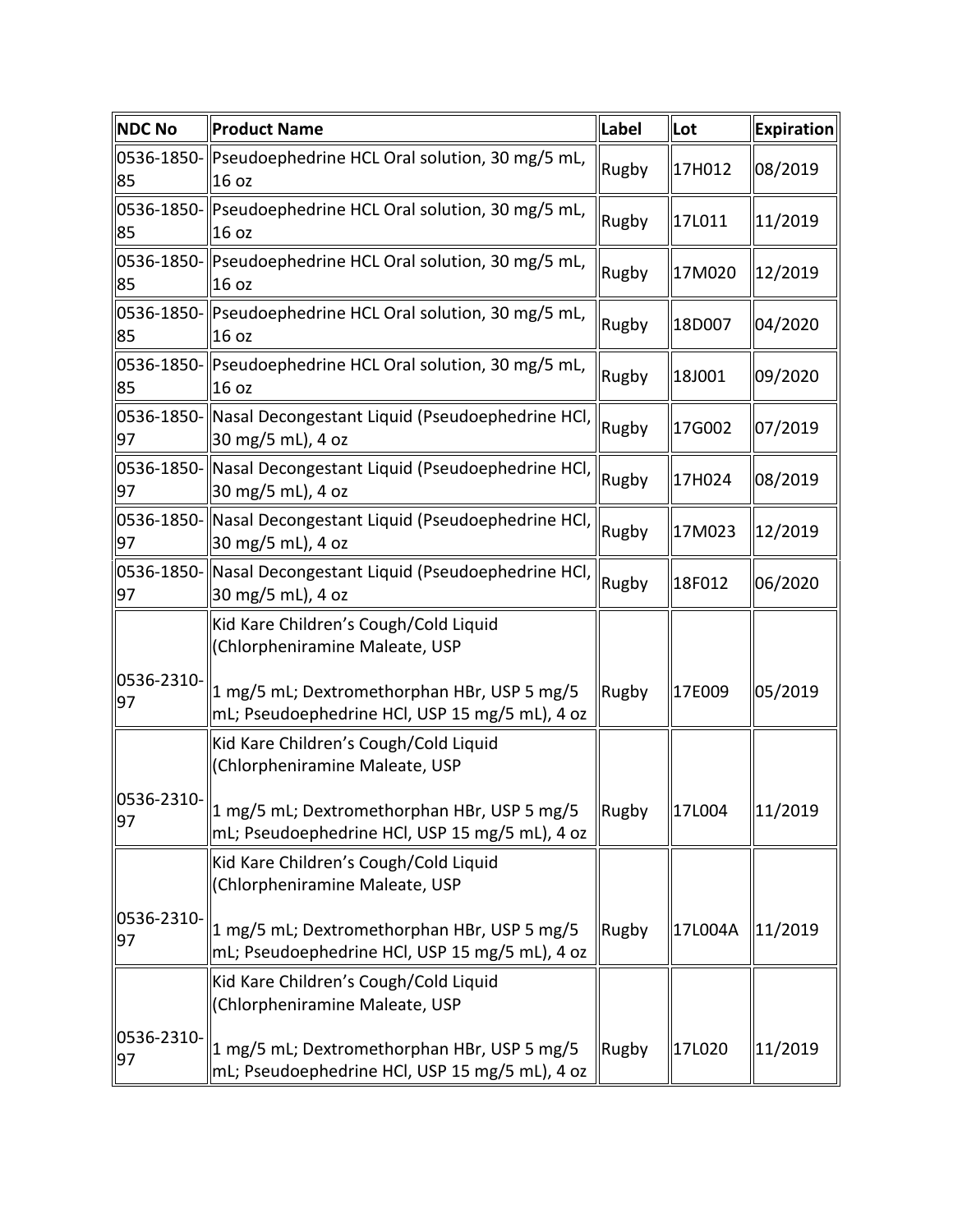| NDC No | Product Name | Label | Lot | Expiration |
|---|---|---|---|---|
| 0536-1850-85 | Pseudoephedrine HCL Oral solution, 30 mg/5 mL, 16 oz | Rugby | 17H012 | 08/2019 |
| 0536-1850-85 | Pseudoephedrine HCL Oral solution, 30 mg/5 mL, 16 oz | Rugby | 17L011 | 11/2019 |
| 0536-1850-85 | Pseudoephedrine HCL Oral solution, 30 mg/5 mL, 16 oz | Rugby | 17M020 | 12/2019 |
| 0536-1850-85 | Pseudoephedrine HCL Oral solution, 30 mg/5 mL, 16 oz | Rugby | 18D007 | 04/2020 |
| 0536-1850-85 | Pseudoephedrine HCL Oral solution, 30 mg/5 mL, 16 oz | Rugby | 18J001 | 09/2020 |
| 0536-1850-97 | Nasal Decongestant Liquid (Pseudoephedrine HCl, 30 mg/5 mL), 4 oz | Rugby | 17G002 | 07/2019 |
| 0536-1850-97 | Nasal Decongestant Liquid (Pseudoephedrine HCl, 30 mg/5 mL), 4 oz | Rugby | 17H024 | 08/2019 |
| 0536-1850-97 | Nasal Decongestant Liquid (Pseudoephedrine HCl, 30 mg/5 mL), 4 oz | Rugby | 17M023 | 12/2019 |
| 0536-1850-97 | Nasal Decongestant Liquid (Pseudoephedrine HCl, 30 mg/5 mL), 4 oz | Rugby | 18F012 | 06/2020 |
| 0536-2310-97 | Kid Kare Children's Cough/Cold Liquid (Chlorpheniramine Maleate, USP 1 mg/5 mL; Dextromethorphan HBr, USP 5 mg/5 mL; Pseudoephedrine HCl, USP 15 mg/5 mL), 4 oz | Rugby | 17E009 | 05/2019 |
| 0536-2310-97 | Kid Kare Children's Cough/Cold Liquid (Chlorpheniramine Maleate, USP 1 mg/5 mL; Dextromethorphan HBr, USP 5 mg/5 mL; Pseudoephedrine HCl, USP 15 mg/5 mL), 4 oz | Rugby | 17L004 | 11/2019 |
| 0536-2310-97 | Kid Kare Children's Cough/Cold Liquid (Chlorpheniramine Maleate, USP 1 mg/5 mL; Dextromethorphan HBr, USP 5 mg/5 mL; Pseudoephedrine HCl, USP 15 mg/5 mL), 4 oz | Rugby | 17L004A | 11/2019 |
| 0536-2310-97 | Kid Kare Children's Cough/Cold Liquid (Chlorpheniramine Maleate, USP 1 mg/5 mL; Dextromethorphan HBr, USP 5 mg/5 mL; Pseudoephedrine HCl, USP 15 mg/5 mL), 4 oz | Rugby | 17L020 | 11/2019 |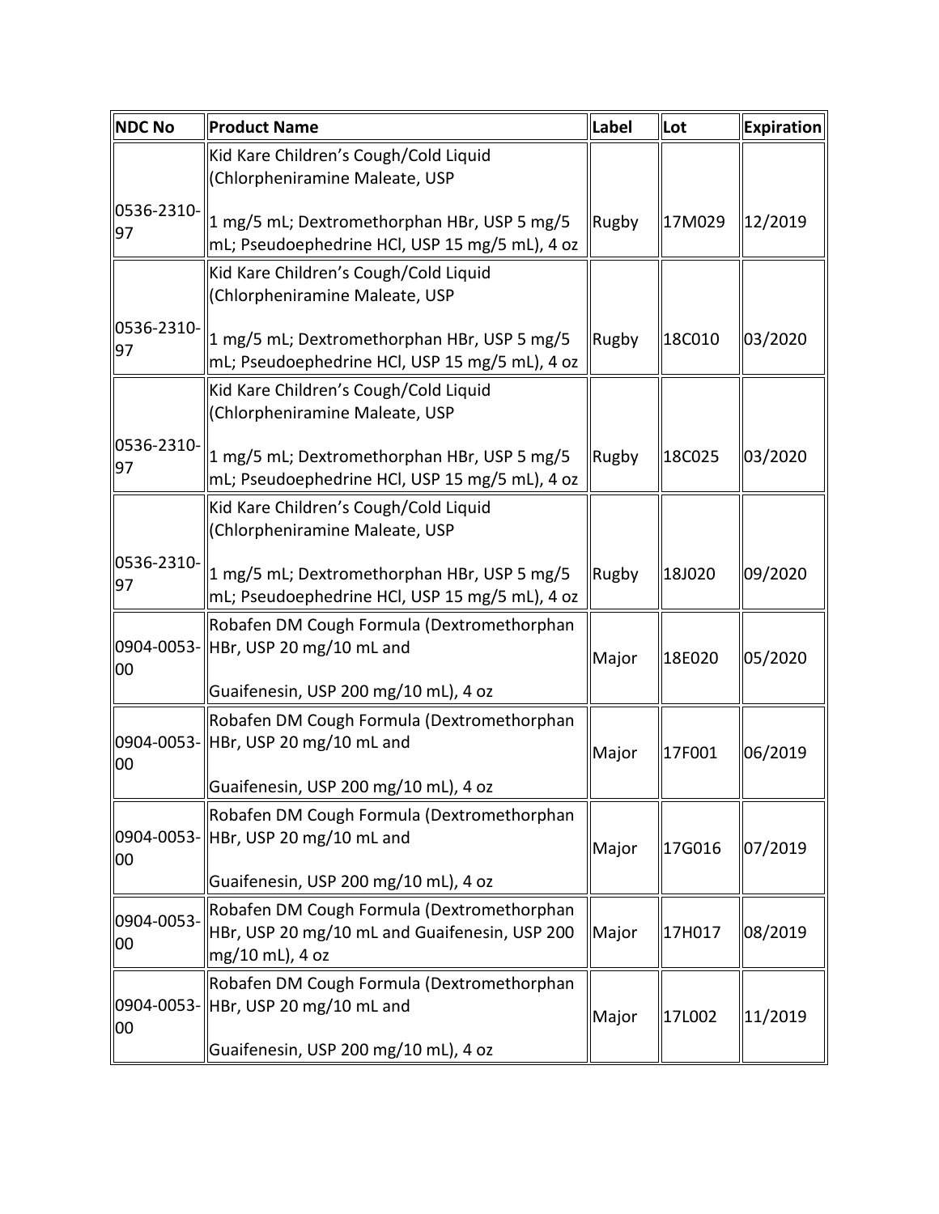| NDC No | Product Name | Label | Lot | Expiration |
| --- | --- | --- | --- | --- |
| 0536-2310-97 | Kid Kare Children's Cough/Cold Liquid (Chlorpheniramine Maleate, USP 1 mg/5 mL; Dextromethorphan HBr, USP 5 mg/5 mL; Pseudoephedrine HCl, USP 15 mg/5 mL), 4 oz | Rugby | 17M029 | 12/2019 |
| 0536-2310-97 | Kid Kare Children's Cough/Cold Liquid (Chlorpheniramine Maleate, USP 1 mg/5 mL; Dextromethorphan HBr, USP 5 mg/5 mL; Pseudoephedrine HCl, USP 15 mg/5 mL), 4 oz | Rugby | 18C010 | 03/2020 |
| 0536-2310-97 | Kid Kare Children's Cough/Cold Liquid (Chlorpheniramine Maleate, USP 1 mg/5 mL; Dextromethorphan HBr, USP 5 mg/5 mL; Pseudoephedrine HCl, USP 15 mg/5 mL), 4 oz | Rugby | 18C025 | 03/2020 |
| 0536-2310-97 | Kid Kare Children's Cough/Cold Liquid (Chlorpheniramine Maleate, USP 1 mg/5 mL; Dextromethorphan HBr, USP 5 mg/5 mL; Pseudoephedrine HCl, USP 15 mg/5 mL), 4 oz | Rugby | 18J020 | 09/2020 |
| 0904-0053-00 | Robafen DM Cough Formula (Dextromethorphan HBr, USP 20 mg/10 mL and Guaifenesin, USP 200 mg/10 mL), 4 oz | Major | 18E020 | 05/2020 |
| 0904-0053-00 | Robafen DM Cough Formula (Dextromethorphan HBr, USP 20 mg/10 mL and Guaifenesin, USP 200 mg/10 mL), 4 oz | Major | 17F001 | 06/2019 |
| 0904-0053-00 | Robafen DM Cough Formula (Dextromethorphan HBr, USP 20 mg/10 mL and Guaifenesin, USP 200 mg/10 mL), 4 oz | Major | 17G016 | 07/2019 |
| 0904-0053-00 | Robafen DM Cough Formula (Dextromethorphan HBr, USP 20 mg/10 mL and Guaifenesin, USP 200 mg/10 mL), 4 oz | Major | 17H017 | 08/2019 |
| 0904-0053-00 | Robafen DM Cough Formula (Dextromethorphan HBr, USP 20 mg/10 mL and Guaifenesin, USP 200 mg/10 mL), 4 oz | Major | 17L002 | 11/2019 |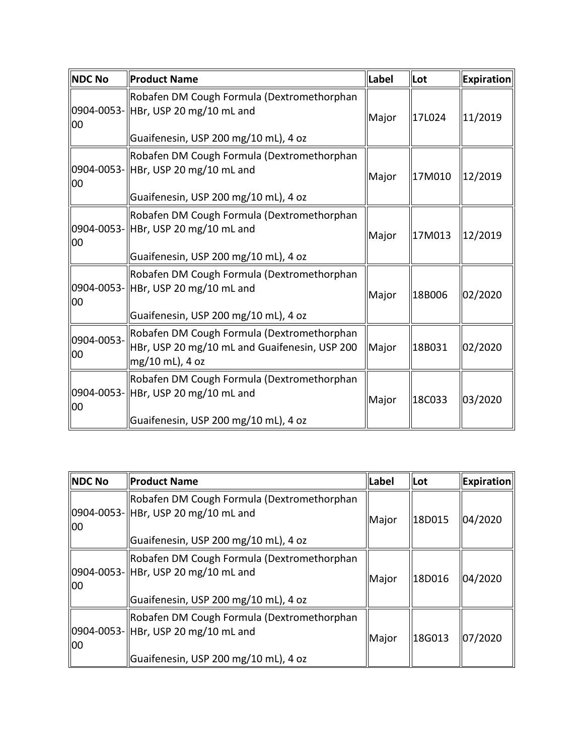| NDC No | Product Name | Label | Lot | Expiration |
|---|---|---|---|---|
| 0904-0053-00 | Robafen DM Cough Formula (Dextromethorphan HBr, USP 20 mg/10 mL and Guaifenesin, USP 200 mg/10 mL), 4 oz | Major | 17L024 | 11/2019 |
| 0904-0053-00 | Robafen DM Cough Formula (Dextromethorphan HBr, USP 20 mg/10 mL and Guaifenesin, USP 200 mg/10 mL), 4 oz | Major | 17M010 | 12/2019 |
| 0904-0053-00 | Robafen DM Cough Formula (Dextromethorphan HBr, USP 20 mg/10 mL and Guaifenesin, USP 200 mg/10 mL), 4 oz | Major | 17M013 | 12/2019 |
| 0904-0053-00 | Robafen DM Cough Formula (Dextromethorphan HBr, USP 20 mg/10 mL and Guaifenesin, USP 200 mg/10 mL), 4 oz | Major | 18B006 | 02/2020 |
| 0904-0053-00 | Robafen DM Cough Formula (Dextromethorphan HBr, USP 20 mg/10 mL and Guaifenesin, USP 200 mg/10 mL), 4 oz | Major | 18B031 | 02/2020 |
| 0904-0053-00 | Robafen DM Cough Formula (Dextromethorphan HBr, USP 20 mg/10 mL and Guaifenesin, USP 200 mg/10 mL), 4 oz | Major | 18C033 | 03/2020 |

| NDC No | Product Name | Label | Lot | Expiration |
|---|---|---|---|---|
| 0904-0053-00 | Robafen DM Cough Formula (Dextromethorphan HBr, USP 20 mg/10 mL and Guaifenesin, USP 200 mg/10 mL), 4 oz | Major | 18D015 | 04/2020 |
| 0904-0053-00 | Robafen DM Cough Formula (Dextromethorphan HBr, USP 20 mg/10 mL and Guaifenesin, USP 200 mg/10 mL), 4 oz | Major | 18D016 | 04/2020 |
| 0904-0053-00 | Robafen DM Cough Formula (Dextromethorphan HBr, USP 20 mg/10 mL and Guaifenesin, USP 200 mg/10 mL), 4 oz | Major | 18G013 | 07/2020 |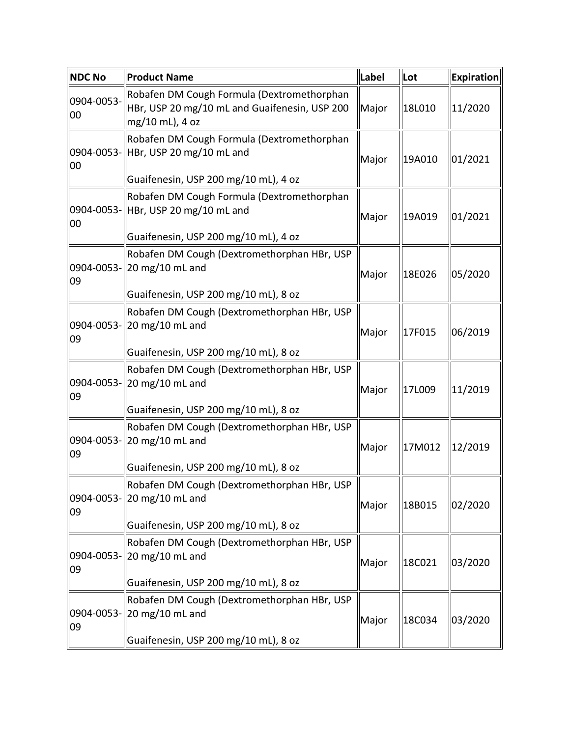| NDC No | Product Name | Label | Lot | Expiration |
|---|---|---|---|---|
| 0904-0053-00 | Robafen DM Cough Formula (Dextromethorphan HBr, USP 20 mg/10 mL and Guaifenesin, USP 200 mg/10 mL), 4 oz | Major | 18L010 | 11/2020 |
| 0904-0053-00 | Robafen DM Cough Formula (Dextromethorphan HBr, USP 20 mg/10 mL and Guaifenesin, USP 200 mg/10 mL), 4 oz | Major | 19A010 | 01/2021 |
| 0904-0053-00 | Robafen DM Cough Formula (Dextromethorphan HBr, USP 20 mg/10 mL and Guaifenesin, USP 200 mg/10 mL), 4 oz | Major | 19A019 | 01/2021 |
| 0904-0053-09 | Robafen DM Cough (Dextromethorphan HBr, USP 20 mg/10 mL and Guaifenesin, USP 200 mg/10 mL), 8 oz | Major | 18E026 | 05/2020 |
| 0904-0053-09 | Robafen DM Cough (Dextromethorphan HBr, USP 20 mg/10 mL and Guaifenesin, USP 200 mg/10 mL), 8 oz | Major | 17F015 | 06/2019 |
| 0904-0053-09 | Robafen DM Cough (Dextromethorphan HBr, USP 20 mg/10 mL and Guaifenesin, USP 200 mg/10 mL), 8 oz | Major | 17L009 | 11/2019 |
| 0904-0053-09 | Robafen DM Cough (Dextromethorphan HBr, USP 20 mg/10 mL and Guaifenesin, USP 200 mg/10 mL), 8 oz | Major | 17M012 | 12/2019 |
| 0904-0053-09 | Robafen DM Cough (Dextromethorphan HBr, USP 20 mg/10 mL and Guaifenesin, USP 200 mg/10 mL), 8 oz | Major | 18B015 | 02/2020 |
| 0904-0053-09 | Robafen DM Cough (Dextromethorphan HBr, USP 20 mg/10 mL and Guaifenesin, USP 200 mg/10 mL), 8 oz | Major | 18C021 | 03/2020 |
| 0904-0053-09 | Robafen DM Cough (Dextromethorphan HBr, USP 20 mg/10 mL and Guaifenesin, USP 200 mg/10 mL), 8 oz | Major | 18C034 | 03/2020 |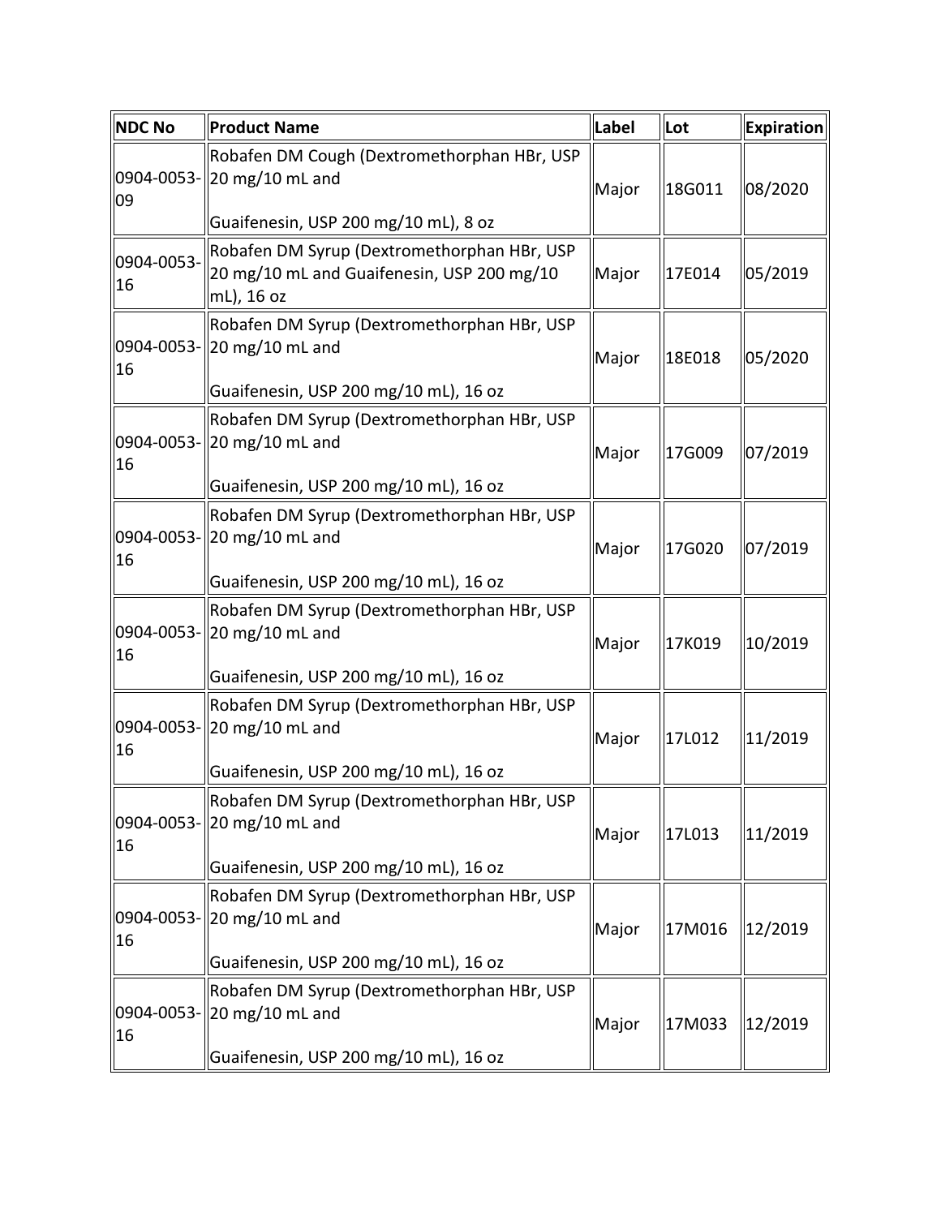| NDC No | Product Name | Label | Lot | Expiration |
|---|---|---|---|---|
| 0904-0053-09 | Robafen DM Cough (Dextromethorphan HBr, USP 20 mg/10 mL and Guaifenesin, USP 200 mg/10 mL), 8 oz | Major | 18G011 | 08/2020 |
| 0904-0053-16 | Robafen DM Syrup (Dextromethorphan HBr, USP 20 mg/10 mL and Guaifenesin, USP 200 mg/10 mL), 16 oz | Major | 17E014 | 05/2019 |
| 0904-0053-16 | Robafen DM Syrup (Dextromethorphan HBr, USP 20 mg/10 mL and Guaifenesin, USP 200 mg/10 mL), 16 oz | Major | 18E018 | 05/2020 |
| 0904-0053-16 | Robafen DM Syrup (Dextromethorphan HBr, USP 20 mg/10 mL and Guaifenesin, USP 200 mg/10 mL), 16 oz | Major | 17G009 | 07/2019 |
| 0904-0053-16 | Robafen DM Syrup (Dextromethorphan HBr, USP 20 mg/10 mL and Guaifenesin, USP 200 mg/10 mL), 16 oz | Major | 17G020 | 07/2019 |
| 0904-0053-16 | Robafen DM Syrup (Dextromethorphan HBr, USP 20 mg/10 mL and Guaifenesin, USP 200 mg/10 mL), 16 oz | Major | 17K019 | 10/2019 |
| 0904-0053-16 | Robafen DM Syrup (Dextromethorphan HBr, USP 20 mg/10 mL and Guaifenesin, USP 200 mg/10 mL), 16 oz | Major | 17L012 | 11/2019 |
| 0904-0053-16 | Robafen DM Syrup (Dextromethorphan HBr, USP 20 mg/10 mL and Guaifenesin, USP 200 mg/10 mL), 16 oz | Major | 17L013 | 11/2019 |
| 0904-0053-16 | Robafen DM Syrup (Dextromethorphan HBr, USP 20 mg/10 mL and Guaifenesin, USP 200 mg/10 mL), 16 oz | Major | 17M016 | 12/2019 |
| 0904-0053-16 | Robafen DM Syrup (Dextromethorphan HBr, USP 20 mg/10 mL and Guaifenesin, USP 200 mg/10 mL), 16 oz | Major | 17M033 | 12/2019 |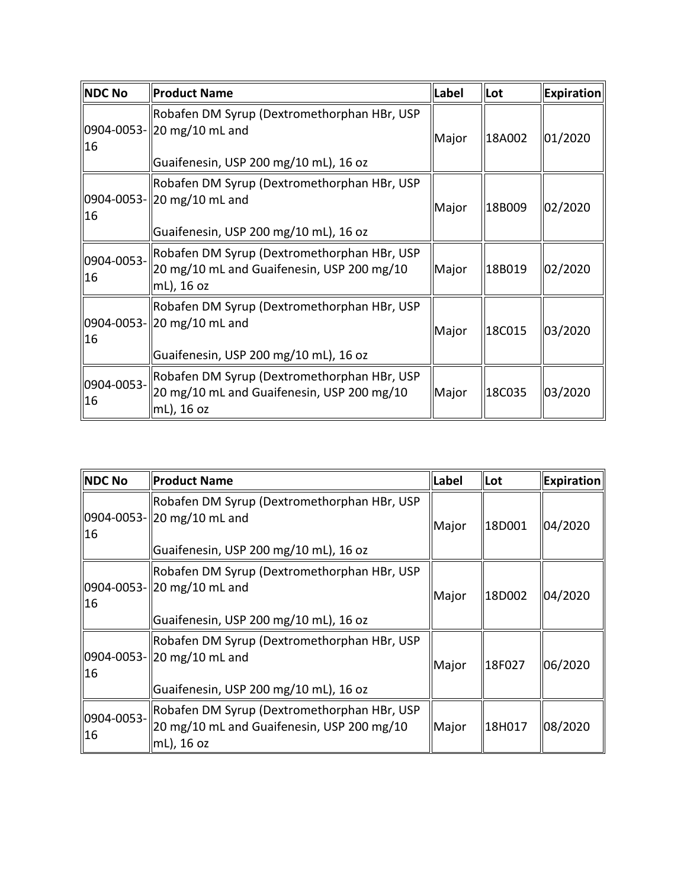| NDC No | Product Name | Label | Lot | Expiration |
| --- | --- | --- | --- | --- |
| 0904-0053-16 | Robafen DM Syrup (Dextromethorphan HBr, USP 20 mg/10 mL and Guaifenesin, USP 200 mg/10 mL), 16 oz | Major | 18A002 | 01/2020 |
| 0904-0053-16 | Robafen DM Syrup (Dextromethorphan HBr, USP 20 mg/10 mL and Guaifenesin, USP 200 mg/10 mL), 16 oz | Major | 18B009 | 02/2020 |
| 0904-0053-16 | Robafen DM Syrup (Dextromethorphan HBr, USP 20 mg/10 mL and Guaifenesin, USP 200 mg/10 mL), 16 oz | Major | 18B019 | 02/2020 |
| 0904-0053-16 | Robafen DM Syrup (Dextromethorphan HBr, USP 20 mg/10 mL and Guaifenesin, USP 200 mg/10 mL), 16 oz | Major | 18C015 | 03/2020 |
| 0904-0053-16 | Robafen DM Syrup (Dextromethorphan HBr, USP 20 mg/10 mL and Guaifenesin, USP 200 mg/10 mL), 16 oz | Major | 18C035 | 03/2020 |

| NDC No | Product Name | Label | Lot | Expiration |
| --- | --- | --- | --- | --- |
| 0904-0053-16 | Robafen DM Syrup (Dextromethorphan HBr, USP 20 mg/10 mL and Guaifenesin, USP 200 mg/10 mL), 16 oz | Major | 18D001 | 04/2020 |
| 0904-0053-16 | Robafen DM Syrup (Dextromethorphan HBr, USP 20 mg/10 mL and Guaifenesin, USP 200 mg/10 mL), 16 oz | Major | 18D002 | 04/2020 |
| 0904-0053-16 | Robafen DM Syrup (Dextromethorphan HBr, USP 20 mg/10 mL and Guaifenesin, USP 200 mg/10 mL), 16 oz | Major | 18F027 | 06/2020 |
| 0904-0053-16 | Robafen DM Syrup (Dextromethorphan HBr, USP 20 mg/10 mL and Guaifenesin, USP 200 mg/10 mL), 16 oz | Major | 18H017 | 08/2020 |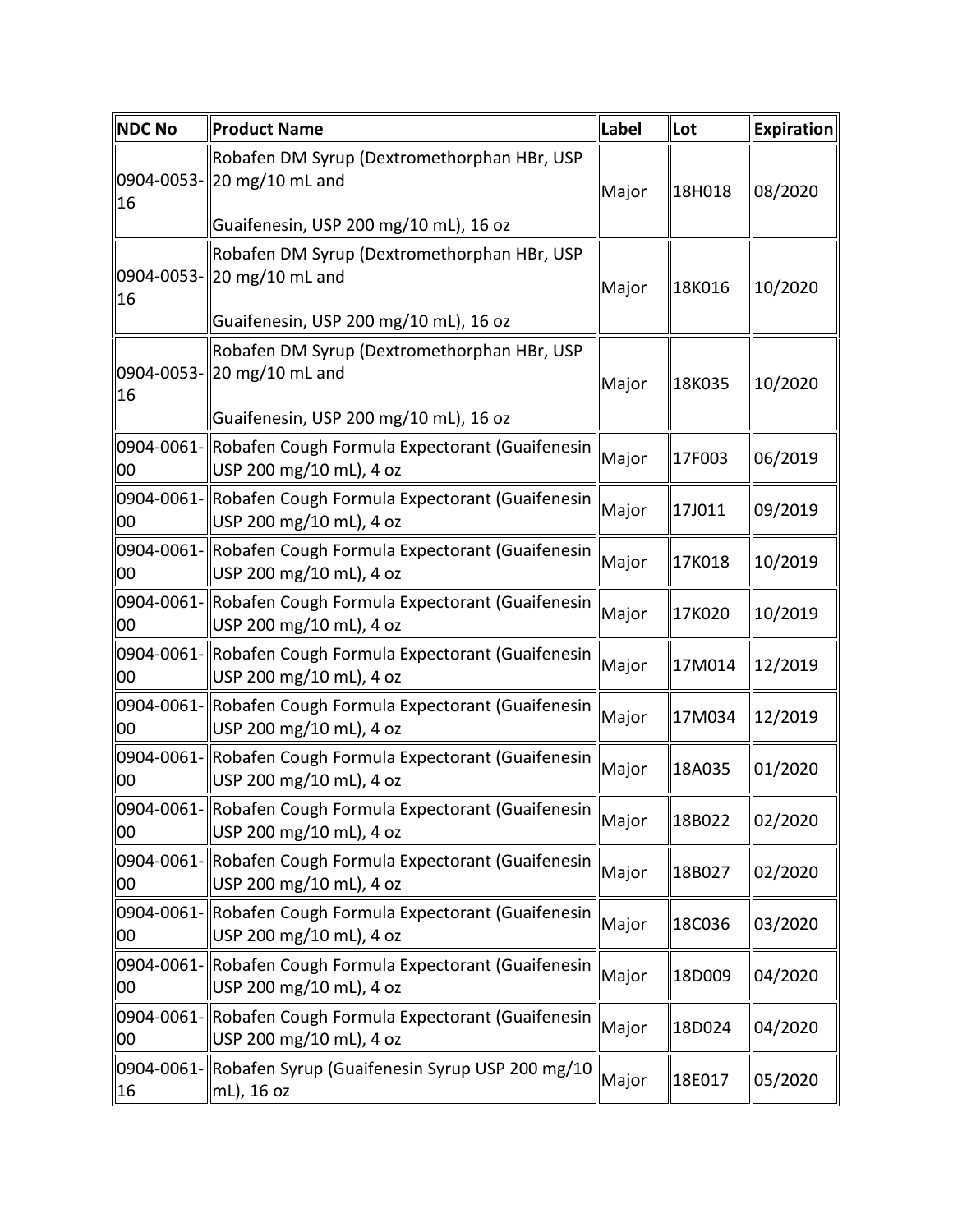| NDC No | Product Name | Label | Lot | Expiration |
| --- | --- | --- | --- | --- |
| 0904-0053-16 | Robafen DM Syrup (Dextromethorphan HBr, USP 20 mg/10 mL and Guaifenesin, USP 200 mg/10 mL), 16 oz | Major | 18H018 | 08/2020 |
| 0904-0053-16 | Robafen DM Syrup (Dextromethorphan HBr, USP 20 mg/10 mL and Guaifenesin, USP 200 mg/10 mL), 16 oz | Major | 18K016 | 10/2020 |
| 0904-0053-16 | Robafen DM Syrup (Dextromethorphan HBr, USP 20 mg/10 mL and Guaifenesin, USP 200 mg/10 mL), 16 oz | Major | 18K035 | 10/2020 |
| 0904-0061-00 | Robafen Cough Formula Expectorant (Guaifenesin USP 200 mg/10 mL), 4 oz | Major | 17F003 | 06/2019 |
| 0904-0061-00 | Robafen Cough Formula Expectorant (Guaifenesin USP 200 mg/10 mL), 4 oz | Major | 17J011 | 09/2019 |
| 0904-0061-00 | Robafen Cough Formula Expectorant (Guaifenesin USP 200 mg/10 mL), 4 oz | Major | 17K018 | 10/2019 |
| 0904-0061-00 | Robafen Cough Formula Expectorant (Guaifenesin USP 200 mg/10 mL), 4 oz | Major | 17K020 | 10/2019 |
| 0904-0061-00 | Robafen Cough Formula Expectorant (Guaifenesin USP 200 mg/10 mL), 4 oz | Major | 17M014 | 12/2019 |
| 0904-0061-00 | Robafen Cough Formula Expectorant (Guaifenesin USP 200 mg/10 mL), 4 oz | Major | 17M034 | 12/2019 |
| 0904-0061-00 | Robafen Cough Formula Expectorant (Guaifenesin USP 200 mg/10 mL), 4 oz | Major | 18A035 | 01/2020 |
| 0904-0061-00 | Robafen Cough Formula Expectorant (Guaifenesin USP 200 mg/10 mL), 4 oz | Major | 18B022 | 02/2020 |
| 0904-0061-00 | Robafen Cough Formula Expectorant (Guaifenesin USP 200 mg/10 mL), 4 oz | Major | 18B027 | 02/2020 |
| 0904-0061-00 | Robafen Cough Formula Expectorant (Guaifenesin USP 200 mg/10 mL), 4 oz | Major | 18C036 | 03/2020 |
| 0904-0061-00 | Robafen Cough Formula Expectorant (Guaifenesin USP 200 mg/10 mL), 4 oz | Major | 18D009 | 04/2020 |
| 0904-0061-00 | Robafen Cough Formula Expectorant (Guaifenesin USP 200 mg/10 mL), 4 oz | Major | 18D024 | 04/2020 |
| 0904-0061-16 | Robafen Syrup (Guaifenesin Syrup USP 200 mg/10 mL), 16 oz | Major | 18E017 | 05/2020 |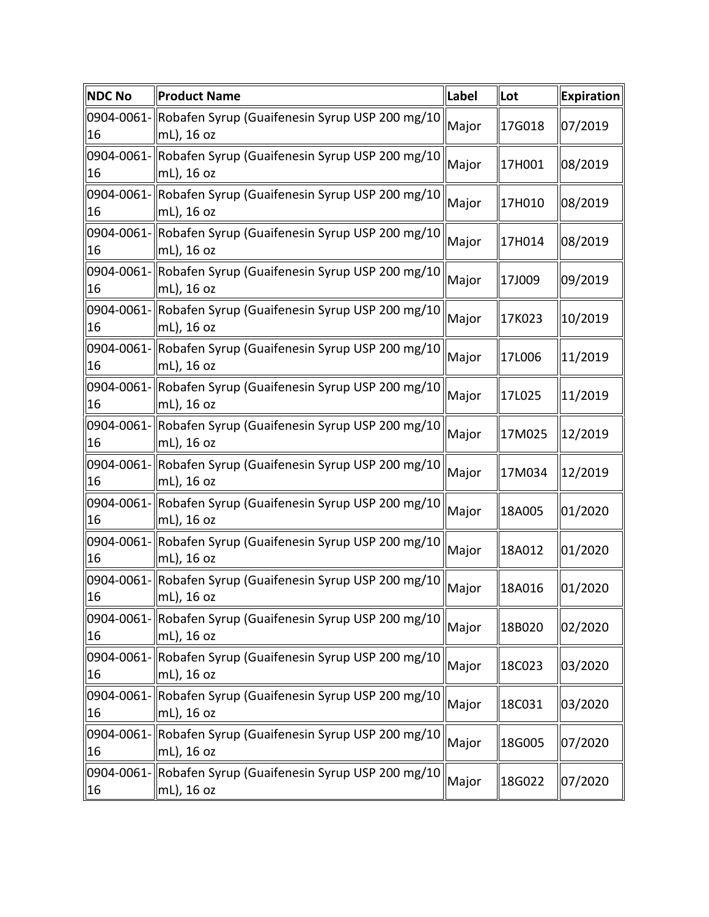| NDC No | Product Name | Label | Lot | Expiration |
|---|---|---|---|---|
| 0904-0061-16 | Robafen Syrup (Guaifenesin Syrup USP 200 mg/10 mL), 16 oz | Major | 17G018 | 07/2019 |
| 0904-0061-16 | Robafen Syrup (Guaifenesin Syrup USP 200 mg/10 mL), 16 oz | Major | 17H001 | 08/2019 |
| 0904-0061-16 | Robafen Syrup (Guaifenesin Syrup USP 200 mg/10 mL), 16 oz | Major | 17H010 | 08/2019 |
| 0904-0061-16 | Robafen Syrup (Guaifenesin Syrup USP 200 mg/10 mL), 16 oz | Major | 17H014 | 08/2019 |
| 0904-0061-16 | Robafen Syrup (Guaifenesin Syrup USP 200 mg/10 mL), 16 oz | Major | 17J009 | 09/2019 |
| 0904-0061-16 | Robafen Syrup (Guaifenesin Syrup USP 200 mg/10 mL), 16 oz | Major | 17K023 | 10/2019 |
| 0904-0061-16 | Robafen Syrup (Guaifenesin Syrup USP 200 mg/10 mL), 16 oz | Major | 17L006 | 11/2019 |
| 0904-0061-16 | Robafen Syrup (Guaifenesin Syrup USP 200 mg/10 mL), 16 oz | Major | 17L025 | 11/2019 |
| 0904-0061-16 | Robafen Syrup (Guaifenesin Syrup USP 200 mg/10 mL), 16 oz | Major | 17M025 | 12/2019 |
| 0904-0061-16 | Robafen Syrup (Guaifenesin Syrup USP 200 mg/10 mL), 16 oz | Major | 17M034 | 12/2019 |
| 0904-0061-16 | Robafen Syrup (Guaifenesin Syrup USP 200 mg/10 mL), 16 oz | Major | 18A005 | 01/2020 |
| 0904-0061-16 | Robafen Syrup (Guaifenesin Syrup USP 200 mg/10 mL), 16 oz | Major | 18A012 | 01/2020 |
| 0904-0061-16 | Robafen Syrup (Guaifenesin Syrup USP 200 mg/10 mL), 16 oz | Major | 18A016 | 01/2020 |
| 0904-0061-16 | Robafen Syrup (Guaifenesin Syrup USP 200 mg/10 mL), 16 oz | Major | 18B020 | 02/2020 |
| 0904-0061-16 | Robafen Syrup (Guaifenesin Syrup USP 200 mg/10 mL), 16 oz | Major | 18C023 | 03/2020 |
| 0904-0061-16 | Robafen Syrup (Guaifenesin Syrup USP 200 mg/10 mL), 16 oz | Major | 18C031 | 03/2020 |
| 0904-0061-16 | Robafen Syrup (Guaifenesin Syrup USP 200 mg/10 mL), 16 oz | Major | 18G005 | 07/2020 |
| 0904-0061-16 | Robafen Syrup (Guaifenesin Syrup USP 200 mg/10 mL), 16 oz | Major | 18G022 | 07/2020 |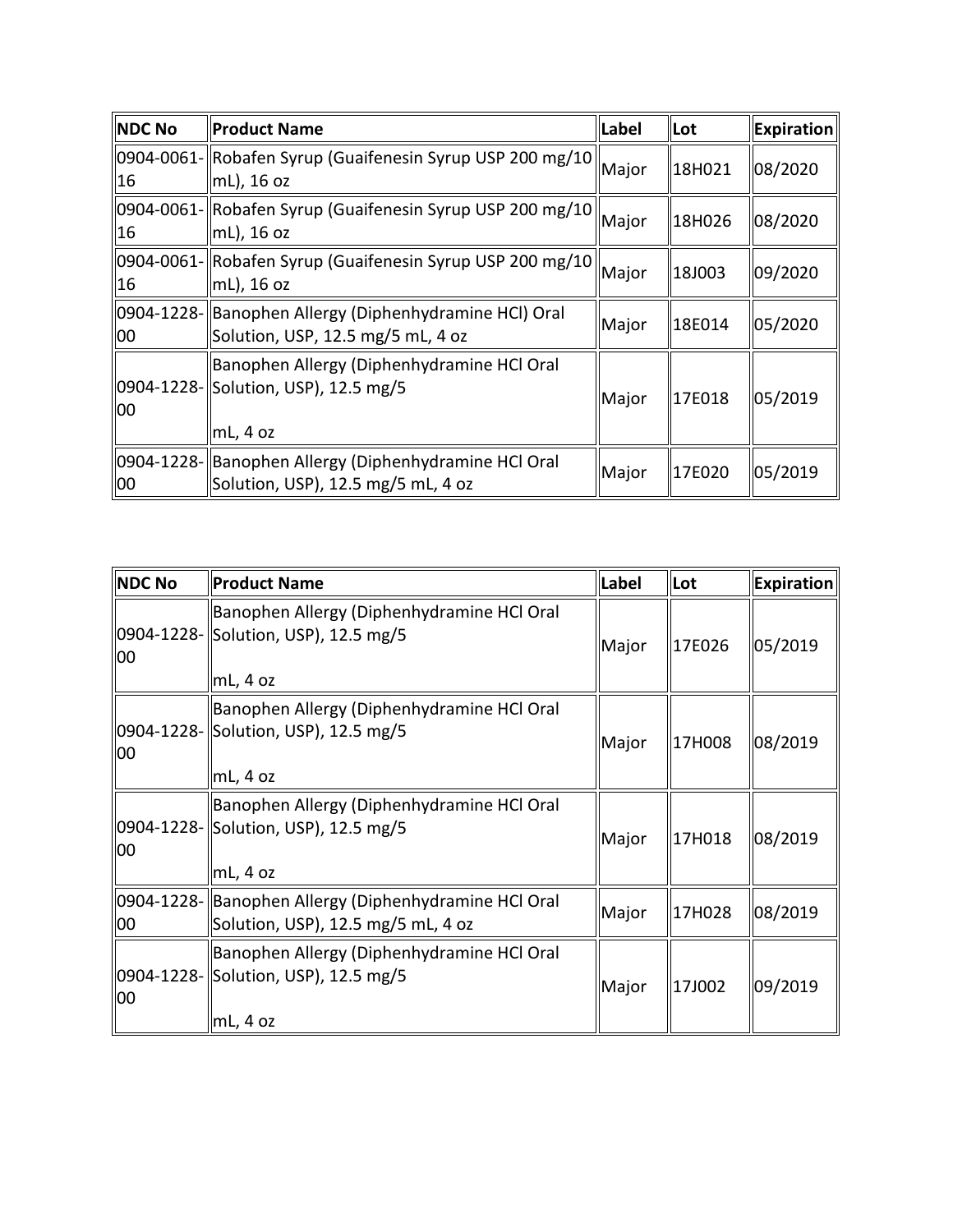| NDC No | Product Name | Label | Lot | Expiration |
|---|---|---|---|---|
| 0904-0061-16 | Robafen Syrup (Guaifenesin Syrup USP 200 mg/10 mL), 16 oz | Major | 18H021 | 08/2020 |
| 0904-0061-16 | Robafen Syrup (Guaifenesin Syrup USP 200 mg/10 mL), 16 oz | Major | 18H026 | 08/2020 |
| 0904-0061-16 | Robafen Syrup (Guaifenesin Syrup USP 200 mg/10 mL), 16 oz | Major | 18J003 | 09/2020 |
| 0904-1228-00 | Banophen Allergy (Diphenhydramine HCl) Oral Solution, USP, 12.5 mg/5 mL, 4 oz | Major | 18E014 | 05/2020 |
| 0904-1228-00 | Banophen Allergy (Diphenhydramine HCl Oral Solution, USP), 12.5 mg/5 mL, 4 oz | Major | 17E018 | 05/2019 |
| 0904-1228-00 | Banophen Allergy (Diphenhydramine HCl Oral Solution, USP), 12.5 mg/5 mL, 4 oz | Major | 17E020 | 05/2019 |

| NDC No | Product Name | Label | Lot | Expiration |
|---|---|---|---|---|
| 0904-1228-00 | Banophen Allergy (Diphenhydramine HCl Oral Solution, USP), 12.5 mg/5 mL, 4 oz | Major | 17E026 | 05/2019 |
| 0904-1228-00 | Banophen Allergy (Diphenhydramine HCl Oral Solution, USP), 12.5 mg/5 mL, 4 oz | Major | 17H008 | 08/2019 |
| 0904-1228-00 | Banophen Allergy (Diphenhydramine HCl Oral Solution, USP), 12.5 mg/5 mL, 4 oz | Major | 17H018 | 08/2019 |
| 0904-1228-00 | Banophen Allergy (Diphenhydramine HCl Oral Solution, USP), 12.5 mg/5 mL, 4 oz | Major | 17H028 | 08/2019 |
| 0904-1228-00 | Banophen Allergy (Diphenhydramine HCl Oral Solution, USP), 12.5 mg/5 mL, 4 oz | Major | 17J002 | 09/2019 |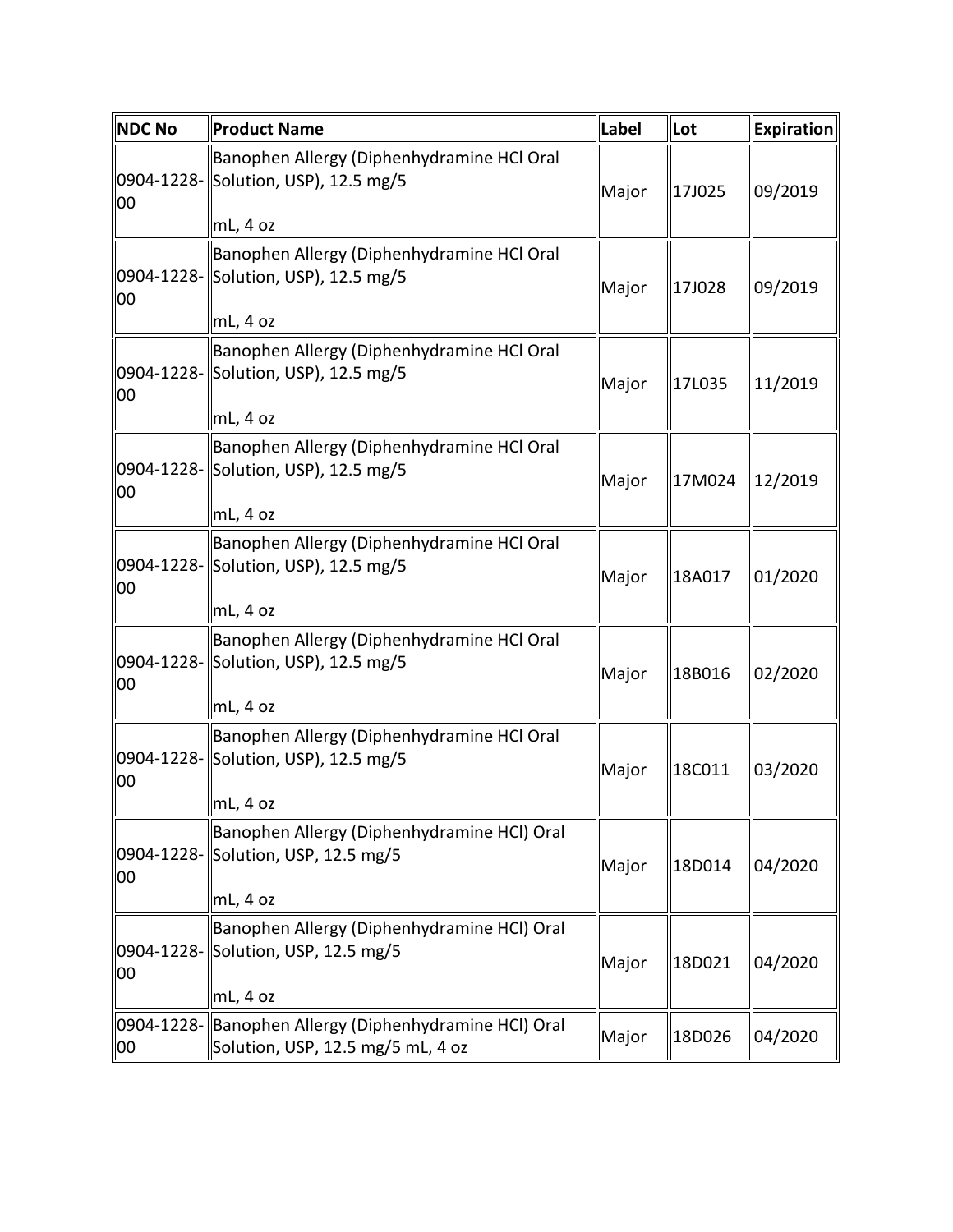| NDC No | Product Name | Label | Lot | Expiration |
| --- | --- | --- | --- | --- |
| 0904-1228-00 | Banophen Allergy (Diphenhydramine HCl Oral Solution, USP), 12.5 mg/5 mL, 4 oz | Major | 17J025 | 09/2019 |
| 0904-1228-00 | Banophen Allergy (Diphenhydramine HCl Oral Solution, USP), 12.5 mg/5 mL, 4 oz | Major | 17J028 | 09/2019 |
| 0904-1228-00 | Banophen Allergy (Diphenhydramine HCl Oral Solution, USP), 12.5 mg/5 mL, 4 oz | Major | 17L035 | 11/2019 |
| 0904-1228-00 | Banophen Allergy (Diphenhydramine HCl Oral Solution, USP), 12.5 mg/5 mL, 4 oz | Major | 17M024 | 12/2019 |
| 0904-1228-00 | Banophen Allergy (Diphenhydramine HCl Oral Solution, USP), 12.5 mg/5 mL, 4 oz | Major | 18A017 | 01/2020 |
| 0904-1228-00 | Banophen Allergy (Diphenhydramine HCl Oral Solution, USP), 12.5 mg/5 mL, 4 oz | Major | 18B016 | 02/2020 |
| 0904-1228-00 | Banophen Allergy (Diphenhydramine HCl Oral Solution, USP), 12.5 mg/5 mL, 4 oz | Major | 18C011 | 03/2020 |
| 0904-1228-00 | Banophen Allergy (Diphenhydramine HCl) Oral Solution, USP, 12.5 mg/5 mL, 4 oz | Major | 18D014 | 04/2020 |
| 0904-1228-00 | Banophen Allergy (Diphenhydramine HCl) Oral Solution, USP, 12.5 mg/5 mL, 4 oz | Major | 18D021 | 04/2020 |
| 0904-1228-00 | Banophen Allergy (Diphenhydramine HCl) Oral Solution, USP, 12.5 mg/5 mL, 4 oz | Major | 18D026 | 04/2020 |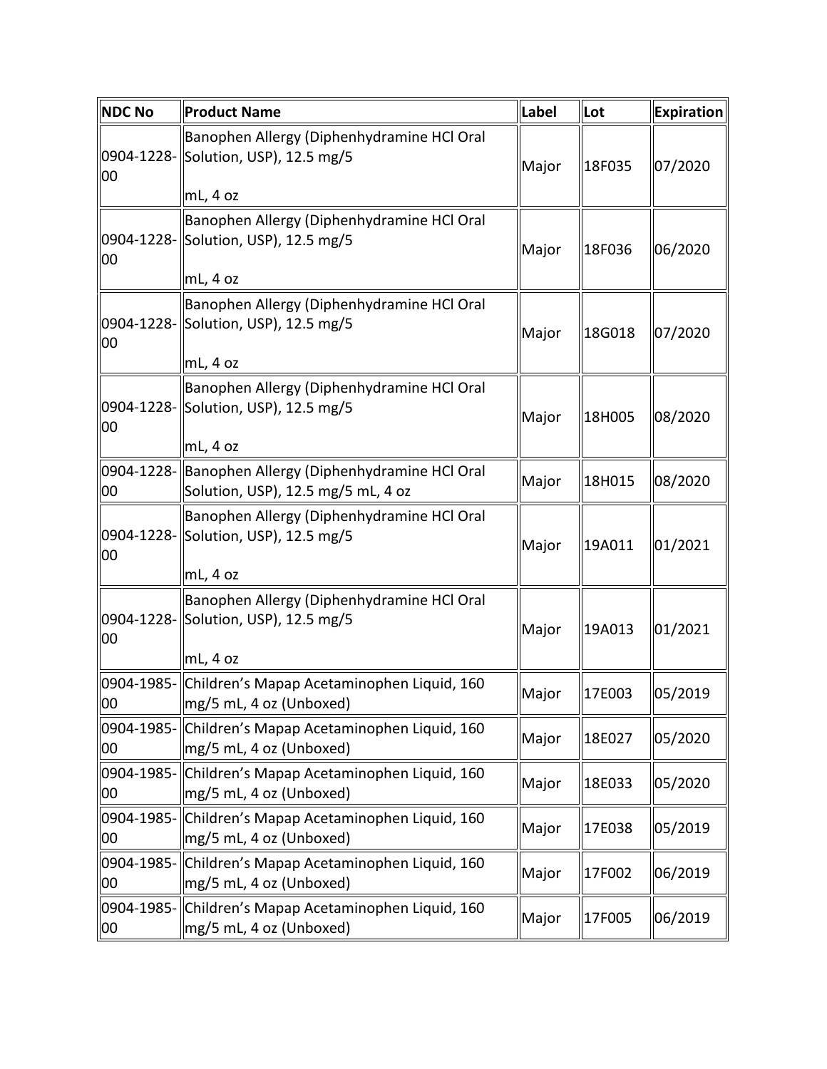| NDC No | Product Name | Label | Lot | Expiration |
|---|---|---|---|---|
| 0904-1228-00 | Banophen Allergy (Diphenhydramine HCl Oral Solution, USP), 12.5 mg/5 mL, 4 oz | Major | 18F035 | 07/2020 |
| 0904-1228-00 | Banophen Allergy (Diphenhydramine HCl Oral Solution, USP), 12.5 mg/5 mL, 4 oz | Major | 18F036 | 06/2020 |
| 0904-1228-00 | Banophen Allergy (Diphenhydramine HCl Oral Solution, USP), 12.5 mg/5 mL, 4 oz | Major | 18G018 | 07/2020 |
| 0904-1228-00 | Banophen Allergy (Diphenhydramine HCl Oral Solution, USP), 12.5 mg/5 mL, 4 oz | Major | 18H005 | 08/2020 |
| 0904-1228-00 | Banophen Allergy (Diphenhydramine HCl Oral Solution, USP), 12.5 mg/5 mL, 4 oz | Major | 18H015 | 08/2020 |
| 0904-1228-00 | Banophen Allergy (Diphenhydramine HCl Oral Solution, USP), 12.5 mg/5 mL, 4 oz | Major | 19A011 | 01/2021 |
| 0904-1228-00 | Banophen Allergy (Diphenhydramine HCl Oral Solution, USP), 12.5 mg/5 mL, 4 oz | Major | 19A013 | 01/2021 |
| 0904-1985-00 | Children's Mapap Acetaminophen Liquid, 160 mg/5 mL, 4 oz (Unboxed) | Major | 17E003 | 05/2019 |
| 0904-1985-00 | Children's Mapap Acetaminophen Liquid, 160 mg/5 mL, 4 oz (Unboxed) | Major | 18E027 | 05/2020 |
| 0904-1985-00 | Children's Mapap Acetaminophen Liquid, 160 mg/5 mL, 4 oz (Unboxed) | Major | 18E033 | 05/2020 |
| 0904-1985-00 | Children's Mapap Acetaminophen Liquid, 160 mg/5 mL, 4 oz (Unboxed) | Major | 17E038 | 05/2019 |
| 0904-1985-00 | Children's Mapap Acetaminophen Liquid, 160 mg/5 mL, 4 oz (Unboxed) | Major | 17F002 | 06/2019 |
| 0904-1985-00 | Children's Mapap Acetaminophen Liquid, 160 mg/5 mL, 4 oz (Unboxed) | Major | 17F005 | 06/2019 |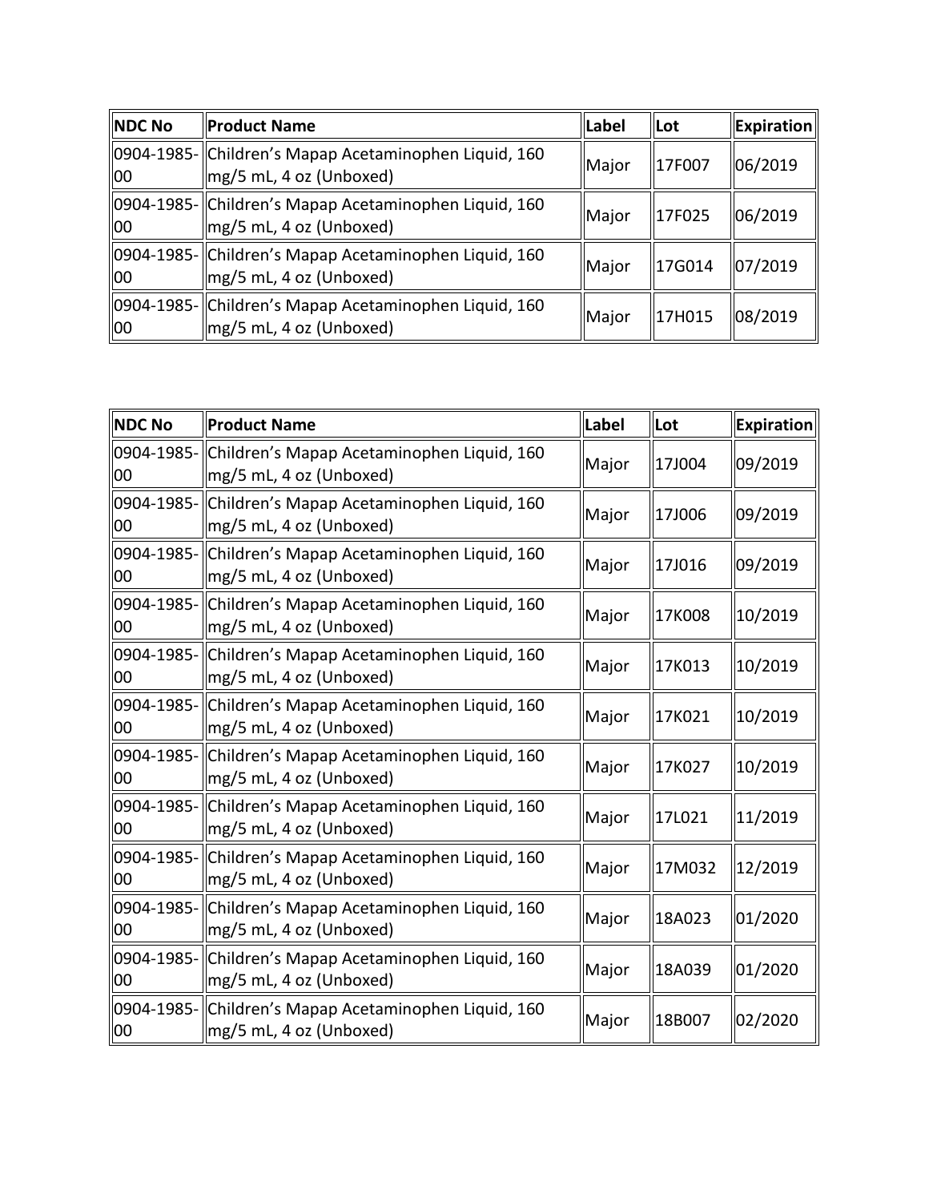| NDC No | Product Name | Label | Lot | Expiration |
|---|---|---|---|---|
| 0904-1985-00 | Children's Mapap Acetaminophen Liquid, 160 mg/5 mL, 4 oz (Unboxed) | Major | 17F007 | 06/2019 |
| 0904-1985-00 | Children's Mapap Acetaminophen Liquid, 160 mg/5 mL, 4 oz (Unboxed) | Major | 17F025 | 06/2019 |
| 0904-1985-00 | Children's Mapap Acetaminophen Liquid, 160 mg/5 mL, 4 oz (Unboxed) | Major | 17G014 | 07/2019 |
| 0904-1985-00 | Children's Mapap Acetaminophen Liquid, 160 mg/5 mL, 4 oz (Unboxed) | Major | 17H015 | 08/2019 |

| NDC No | Product Name | Label | Lot | Expiration |
|---|---|---|---|---|
| 0904-1985-00 | Children's Mapap Acetaminophen Liquid, 160 mg/5 mL, 4 oz (Unboxed) | Major | 17J004 | 09/2019 |
| 0904-1985-00 | Children's Mapap Acetaminophen Liquid, 160 mg/5 mL, 4 oz (Unboxed) | Major | 17J006 | 09/2019 |
| 0904-1985-00 | Children's Mapap Acetaminophen Liquid, 160 mg/5 mL, 4 oz (Unboxed) | Major | 17J016 | 09/2019 |
| 0904-1985-00 | Children's Mapap Acetaminophen Liquid, 160 mg/5 mL, 4 oz (Unboxed) | Major | 17K008 | 10/2019 |
| 0904-1985-00 | Children's Mapap Acetaminophen Liquid, 160 mg/5 mL, 4 oz (Unboxed) | Major | 17K013 | 10/2019 |
| 0904-1985-00 | Children's Mapap Acetaminophen Liquid, 160 mg/5 mL, 4 oz (Unboxed) | Major | 17K021 | 10/2019 |
| 0904-1985-00 | Children's Mapap Acetaminophen Liquid, 160 mg/5 mL, 4 oz (Unboxed) | Major | 17K027 | 10/2019 |
| 0904-1985-00 | Children's Mapap Acetaminophen Liquid, 160 mg/5 mL, 4 oz (Unboxed) | Major | 17L021 | 11/2019 |
| 0904-1985-00 | Children's Mapap Acetaminophen Liquid, 160 mg/5 mL, 4 oz (Unboxed) | Major | 17M032 | 12/2019 |
| 0904-1985-00 | Children's Mapap Acetaminophen Liquid, 160 mg/5 mL, 4 oz (Unboxed) | Major | 18A023 | 01/2020 |
| 0904-1985-00 | Children's Mapap Acetaminophen Liquid, 160 mg/5 mL, 4 oz (Unboxed) | Major | 18A039 | 01/2020 |
| 0904-1985-00 | Children's Mapap Acetaminophen Liquid, 160 mg/5 mL, 4 oz (Unboxed) | Major | 18B007 | 02/2020 |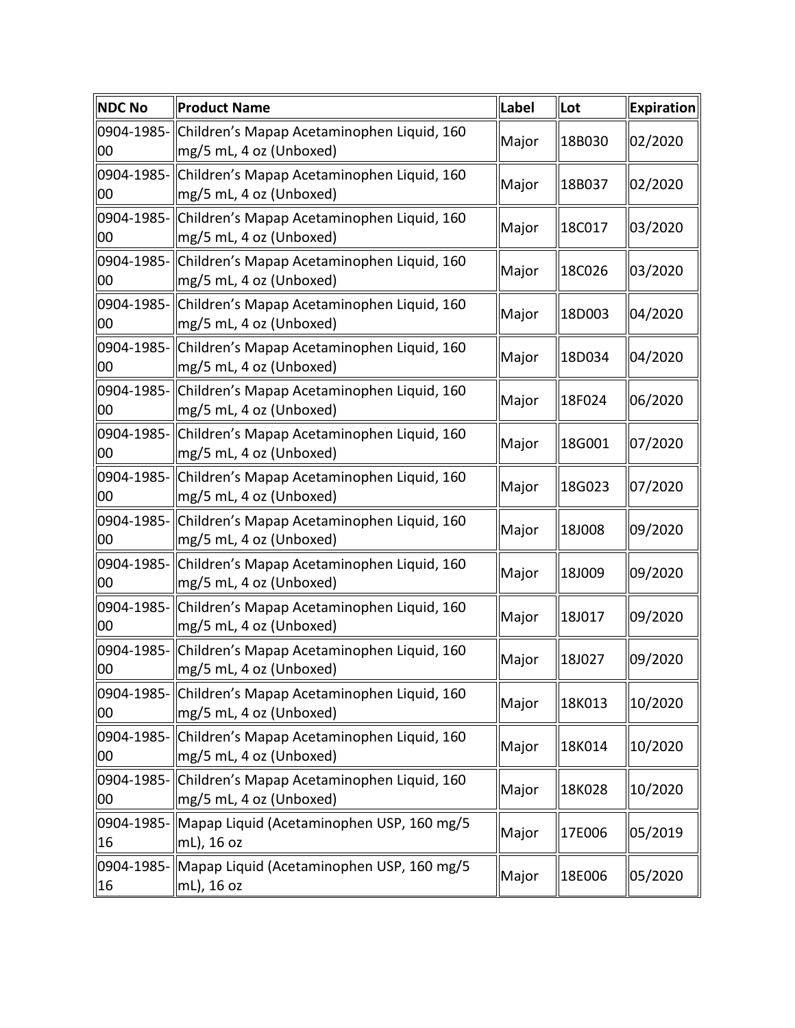| NDC No | Product Name | Label | Lot | Expiration |
|---|---|---|---|---|
| 0904-1985-00 | Children's Mapap Acetaminophen Liquid, 160 mg/5 mL, 4 oz (Unboxed) | Major | 18B030 | 02/2020 |
| 0904-1985-00 | Children's Mapap Acetaminophen Liquid, 160 mg/5 mL, 4 oz (Unboxed) | Major | 18B037 | 02/2020 |
| 0904-1985-00 | Children's Mapap Acetaminophen Liquid, 160 mg/5 mL, 4 oz (Unboxed) | Major | 18C017 | 03/2020 |
| 0904-1985-00 | Children's Mapap Acetaminophen Liquid, 160 mg/5 mL, 4 oz (Unboxed) | Major | 18C026 | 03/2020 |
| 0904-1985-00 | Children's Mapap Acetaminophen Liquid, 160 mg/5 mL, 4 oz (Unboxed) | Major | 18D003 | 04/2020 |
| 0904-1985-00 | Children's Mapap Acetaminophen Liquid, 160 mg/5 mL, 4 oz (Unboxed) | Major | 18D034 | 04/2020 |
| 0904-1985-00 | Children's Mapap Acetaminophen Liquid, 160 mg/5 mL, 4 oz (Unboxed) | Major | 18F024 | 06/2020 |
| 0904-1985-00 | Children's Mapap Acetaminophen Liquid, 160 mg/5 mL, 4 oz (Unboxed) | Major | 18G001 | 07/2020 |
| 0904-1985-00 | Children's Mapap Acetaminophen Liquid, 160 mg/5 mL, 4 oz (Unboxed) | Major | 18G023 | 07/2020 |
| 0904-1985-00 | Children's Mapap Acetaminophen Liquid, 160 mg/5 mL, 4 oz (Unboxed) | Major | 18J008 | 09/2020 |
| 0904-1985-00 | Children's Mapap Acetaminophen Liquid, 160 mg/5 mL, 4 oz (Unboxed) | Major | 18J009 | 09/2020 |
| 0904-1985-00 | Children's Mapap Acetaminophen Liquid, 160 mg/5 mL, 4 oz (Unboxed) | Major | 18J017 | 09/2020 |
| 0904-1985-00 | Children's Mapap Acetaminophen Liquid, 160 mg/5 mL, 4 oz (Unboxed) | Major | 18J027 | 09/2020 |
| 0904-1985-00 | Children's Mapap Acetaminophen Liquid, 160 mg/5 mL, 4 oz (Unboxed) | Major | 18K013 | 10/2020 |
| 0904-1985-00 | Children's Mapap Acetaminophen Liquid, 160 mg/5 mL, 4 oz (Unboxed) | Major | 18K014 | 10/2020 |
| 0904-1985-00 | Children's Mapap Acetaminophen Liquid, 160 mg/5 mL, 4 oz (Unboxed) | Major | 18K028 | 10/2020 |
| 0904-1985-16 | Mapap Liquid (Acetaminophen USP, 160 mg/5 mL), 16 oz | Major | 17E006 | 05/2019 |
| 0904-1985-16 | Mapap Liquid (Acetaminophen USP, 160 mg/5 mL), 16 oz | Major | 18E006 | 05/2020 |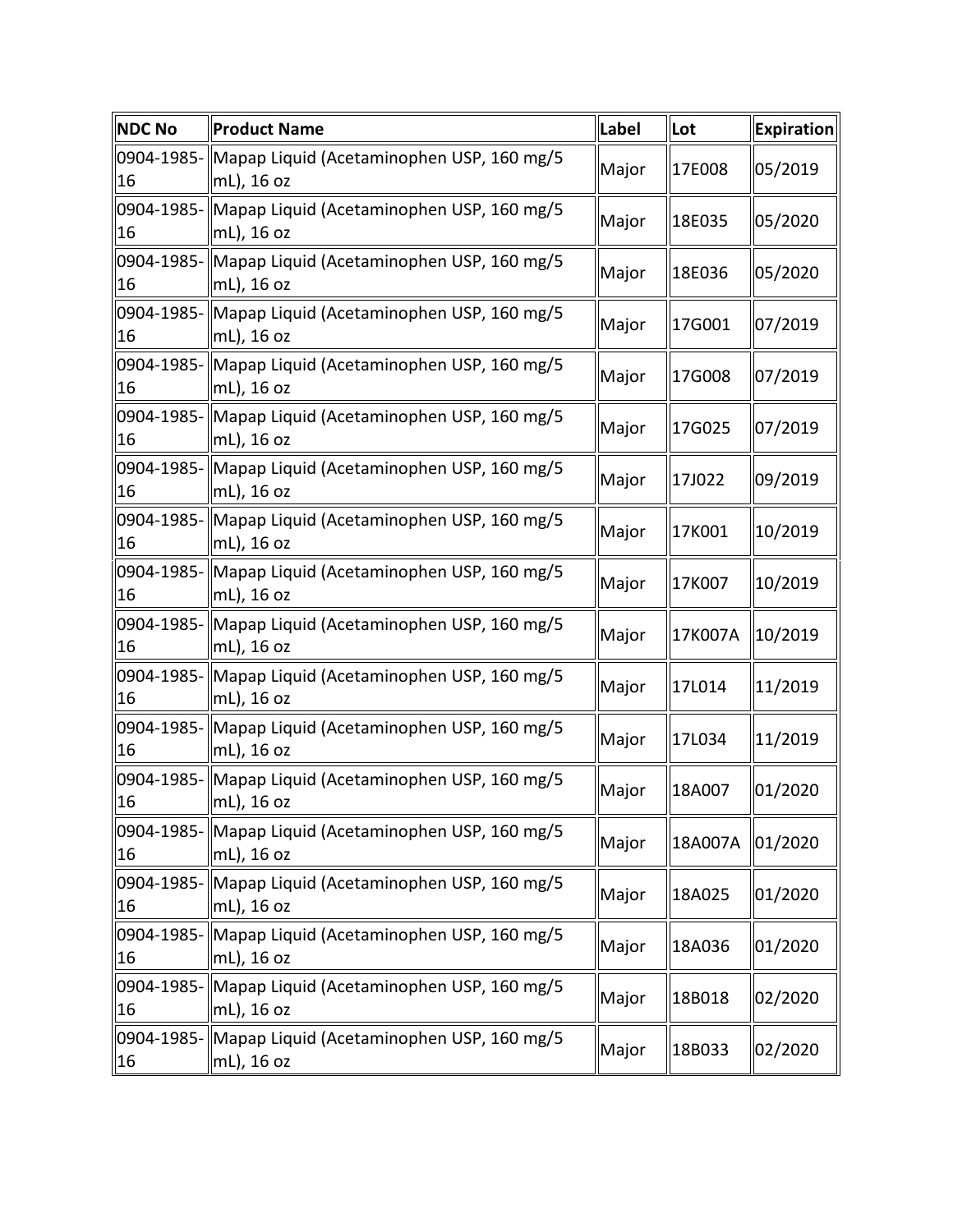| NDC No | Product Name | Label | Lot | Expiration |
| --- | --- | --- | --- | --- |
| 0904-1985-16 | Mapap Liquid (Acetaminophen USP, 160 mg/5 mL), 16 oz | Major | 17E008 | 05/2019 |
| 0904-1985-16 | Mapap Liquid (Acetaminophen USP, 160 mg/5 mL), 16 oz | Major | 18E035 | 05/2020 |
| 0904-1985-16 | Mapap Liquid (Acetaminophen USP, 160 mg/5 mL), 16 oz | Major | 18E036 | 05/2020 |
| 0904-1985-16 | Mapap Liquid (Acetaminophen USP, 160 mg/5 mL), 16 oz | Major | 17G001 | 07/2019 |
| 0904-1985-16 | Mapap Liquid (Acetaminophen USP, 160 mg/5 mL), 16 oz | Major | 17G008 | 07/2019 |
| 0904-1985-16 | Mapap Liquid (Acetaminophen USP, 160 mg/5 mL), 16 oz | Major | 17G025 | 07/2019 |
| 0904-1985-16 | Mapap Liquid (Acetaminophen USP, 160 mg/5 mL), 16 oz | Major | 17J022 | 09/2019 |
| 0904-1985-16 | Mapap Liquid (Acetaminophen USP, 160 mg/5 mL), 16 oz | Major | 17K001 | 10/2019 |
| 0904-1985-16 | Mapap Liquid (Acetaminophen USP, 160 mg/5 mL), 16 oz | Major | 17K007 | 10/2019 |
| 0904-1985-16 | Mapap Liquid (Acetaminophen USP, 160 mg/5 mL), 16 oz | Major | 17K007A | 10/2019 |
| 0904-1985-16 | Mapap Liquid (Acetaminophen USP, 160 mg/5 mL), 16 oz | Major | 17L014 | 11/2019 |
| 0904-1985-16 | Mapap Liquid (Acetaminophen USP, 160 mg/5 mL), 16 oz | Major | 17L034 | 11/2019 |
| 0904-1985-16 | Mapap Liquid (Acetaminophen USP, 160 mg/5 mL), 16 oz | Major | 18A007 | 01/2020 |
| 0904-1985-16 | Mapap Liquid (Acetaminophen USP, 160 mg/5 mL), 16 oz | Major | 18A007A | 01/2020 |
| 0904-1985-16 | Mapap Liquid (Acetaminophen USP, 160 mg/5 mL), 16 oz | Major | 18A025 | 01/2020 |
| 0904-1985-16 | Mapap Liquid (Acetaminophen USP, 160 mg/5 mL), 16 oz | Major | 18A036 | 01/2020 |
| 0904-1985-16 | Mapap Liquid (Acetaminophen USP, 160 mg/5 mL), 16 oz | Major | 18B018 | 02/2020 |
| 0904-1985-16 | Mapap Liquid (Acetaminophen USP, 160 mg/5 mL), 16 oz | Major | 18B033 | 02/2020 |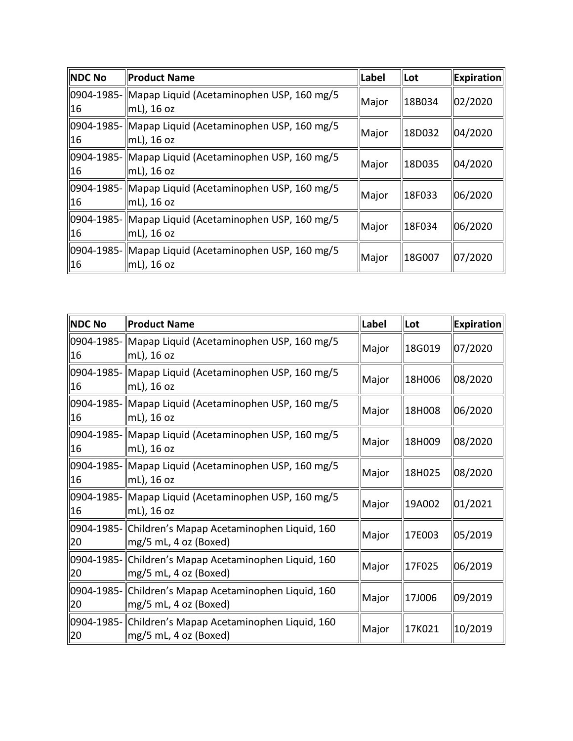| NDC No | Product Name | Label | Lot | Expiration |
| --- | --- | --- | --- | --- |
| 0904-1985-16 | Mapap Liquid (Acetaminophen USP, 160 mg/5 mL), 16 oz | Major | 18B034 | 02/2020 |
| 0904-1985-16 | Mapap Liquid (Acetaminophen USP, 160 mg/5 mL), 16 oz | Major | 18D032 | 04/2020 |
| 0904-1985-16 | Mapap Liquid (Acetaminophen USP, 160 mg/5 mL), 16 oz | Major | 18D035 | 04/2020 |
| 0904-1985-16 | Mapap Liquid (Acetaminophen USP, 160 mg/5 mL), 16 oz | Major | 18F033 | 06/2020 |
| 0904-1985-16 | Mapap Liquid (Acetaminophen USP, 160 mg/5 mL), 16 oz | Major | 18F034 | 06/2020 |
| 0904-1985-16 | Mapap Liquid (Acetaminophen USP, 160 mg/5 mL), 16 oz | Major | 18G007 | 07/2020 |

| NDC No | Product Name | Label | Lot | Expiration |
| --- | --- | --- | --- | --- |
| 0904-1985-16 | Mapap Liquid (Acetaminophen USP, 160 mg/5 mL), 16 oz | Major | 18G019 | 07/2020 |
| 0904-1985-16 | Mapap Liquid (Acetaminophen USP, 160 mg/5 mL), 16 oz | Major | 18H006 | 08/2020 |
| 0904-1985-16 | Mapap Liquid (Acetaminophen USP, 160 mg/5 mL), 16 oz | Major | 18H008 | 06/2020 |
| 0904-1985-16 | Mapap Liquid (Acetaminophen USP, 160 mg/5 mL), 16 oz | Major | 18H009 | 08/2020 |
| 0904-1985-16 | Mapap Liquid (Acetaminophen USP, 160 mg/5 mL), 16 oz | Major | 18H025 | 08/2020 |
| 0904-1985-16 | Mapap Liquid (Acetaminophen USP, 160 mg/5 mL), 16 oz | Major | 19A002 | 01/2021 |
| 0904-1985-20 | Children's Mapap Acetaminophen Liquid, 160 mg/5 mL, 4 oz (Boxed) | Major | 17E003 | 05/2019 |
| 0904-1985-20 | Children's Mapap Acetaminophen Liquid, 160 mg/5 mL, 4 oz (Boxed) | Major | 17F025 | 06/2019 |
| 0904-1985-20 | Children's Mapap Acetaminophen Liquid, 160 mg/5 mL, 4 oz (Boxed) | Major | 17J006 | 09/2019 |
| 0904-1985-20 | Children's Mapap Acetaminophen Liquid, 160 mg/5 mL, 4 oz (Boxed) | Major | 17K021 | 10/2019 |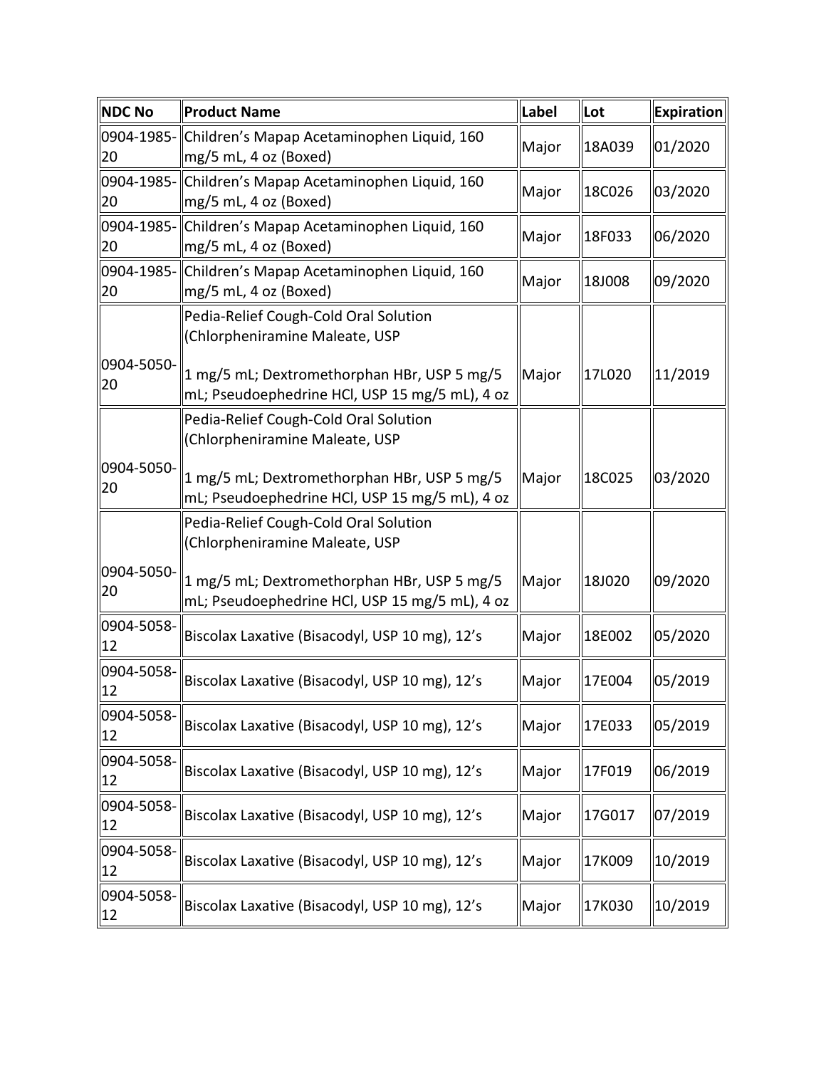| NDC No | Product Name | Label | Lot | Expiration |
|---|---|---|---|---|
| 0904-1985-20 | Children's Mapap Acetaminophen Liquid, 160 mg/5 mL, 4 oz (Boxed) | Major | 18A039 | 01/2020 |
| 0904-1985-20 | Children's Mapap Acetaminophen Liquid, 160 mg/5 mL, 4 oz (Boxed) | Major | 18C026 | 03/2020 |
| 0904-1985-20 | Children's Mapap Acetaminophen Liquid, 160 mg/5 mL, 4 oz (Boxed) | Major | 18F033 | 06/2020 |
| 0904-1985-20 | Children's Mapap Acetaminophen Liquid, 160 mg/5 mL, 4 oz (Boxed) | Major | 18J008 | 09/2020 |
| 0904-5050-20 | Pedia-Relief Cough-Cold Oral Solution (Chlorpheniramine Maleate, USP 1 mg/5 mL; Dextromethorphan HBr, USP 5 mg/5 mL; Pseudoephedrine HCl, USP 15 mg/5 mL), 4 oz | Major | 17L020 | 11/2019 |
| 0904-5050-20 | Pedia-Relief Cough-Cold Oral Solution (Chlorpheniramine Maleate, USP 1 mg/5 mL; Dextromethorphan HBr, USP 5 mg/5 mL; Pseudoephedrine HCl, USP 15 mg/5 mL), 4 oz | Major | 18C025 | 03/2020 |
| 0904-5050-20 | Pedia-Relief Cough-Cold Oral Solution (Chlorpheniramine Maleate, USP 1 mg/5 mL; Dextromethorphan HBr, USP 5 mg/5 mL; Pseudoephedrine HCl, USP 15 mg/5 mL), 4 oz | Major | 18J020 | 09/2020 |
| 0904-5058-12 | Biscolax Laxative (Bisacodyl, USP 10 mg), 12's | Major | 18E002 | 05/2020 |
| 0904-5058-12 | Biscolax Laxative (Bisacodyl, USP 10 mg), 12's | Major | 17E004 | 05/2019 |
| 0904-5058-12 | Biscolax Laxative (Bisacodyl, USP 10 mg), 12's | Major | 17E033 | 05/2019 |
| 0904-5058-12 | Biscolax Laxative (Bisacodyl, USP 10 mg), 12's | Major | 17F019 | 06/2019 |
| 0904-5058-12 | Biscolax Laxative (Bisacodyl, USP 10 mg), 12's | Major | 17G017 | 07/2019 |
| 0904-5058-12 | Biscolax Laxative (Bisacodyl, USP 10 mg), 12's | Major | 17K009 | 10/2019 |
| 0904-5058-12 | Biscolax Laxative (Bisacodyl, USP 10 mg), 12's | Major | 17K030 | 10/2019 |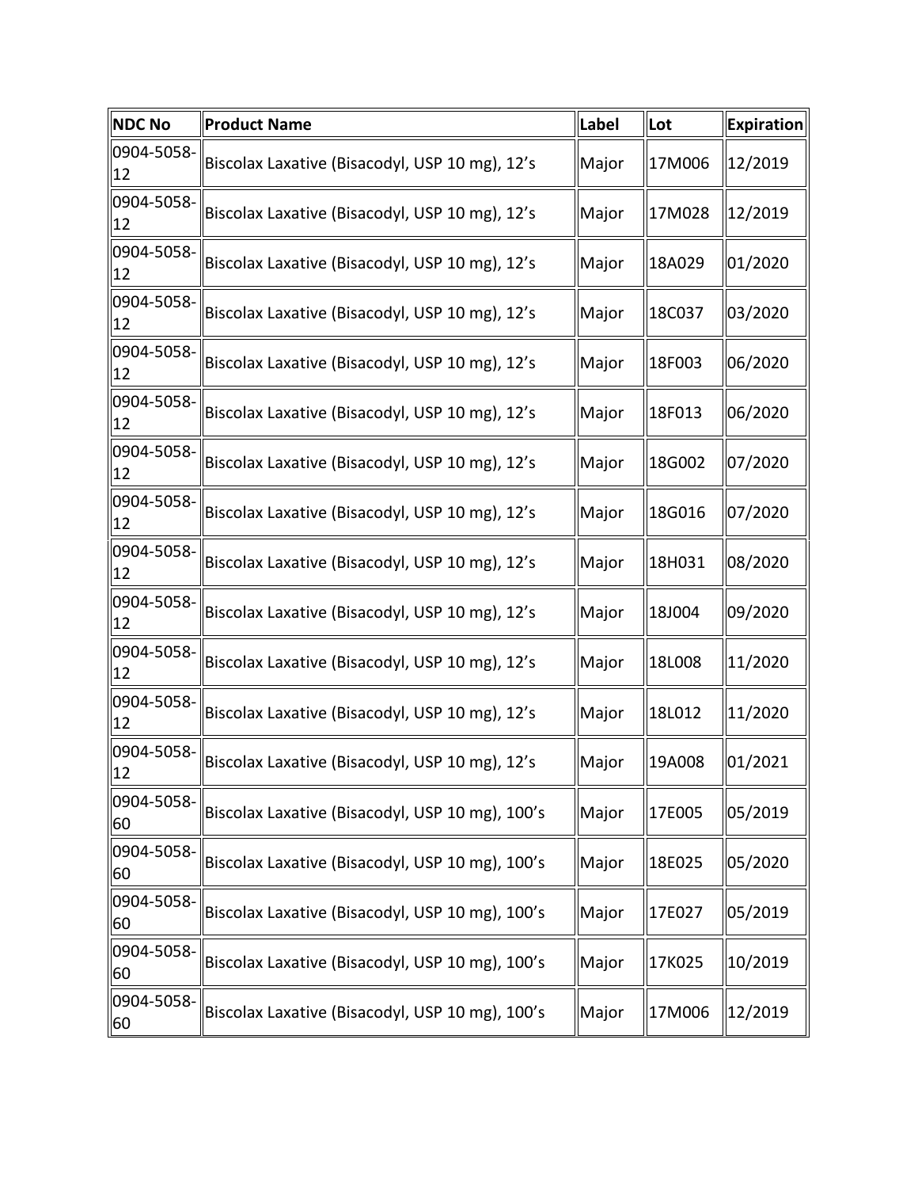| NDC No | Product Name | Label | Lot | Expiration |
|---|---|---|---|---|
| 0904-5058-12 | Biscolax Laxative (Bisacodyl, USP 10 mg), 12’s | Major | 17M006 | 12/2019 |
| 0904-5058-12 | Biscolax Laxative (Bisacodyl, USP 10 mg), 12’s | Major | 17M028 | 12/2019 |
| 0904-5058-12 | Biscolax Laxative (Bisacodyl, USP 10 mg), 12’s | Major | 18A029 | 01/2020 |
| 0904-5058-12 | Biscolax Laxative (Bisacodyl, USP 10 mg), 12’s | Major | 18C037 | 03/2020 |
| 0904-5058-12 | Biscolax Laxative (Bisacodyl, USP 10 mg), 12’s | Major | 18F003 | 06/2020 |
| 0904-5058-12 | Biscolax Laxative (Bisacodyl, USP 10 mg), 12’s | Major | 18F013 | 06/2020 |
| 0904-5058-12 | Biscolax Laxative (Bisacodyl, USP 10 mg), 12’s | Major | 18G002 | 07/2020 |
| 0904-5058-12 | Biscolax Laxative (Bisacodyl, USP 10 mg), 12’s | Major | 18G016 | 07/2020 |
| 0904-5058-12 | Biscolax Laxative (Bisacodyl, USP 10 mg), 12’s | Major | 18H031 | 08/2020 |
| 0904-5058-12 | Biscolax Laxative (Bisacodyl, USP 10 mg), 12’s | Major | 18J004 | 09/2020 |
| 0904-5058-12 | Biscolax Laxative (Bisacodyl, USP 10 mg), 12’s | Major | 18L008 | 11/2020 |
| 0904-5058-12 | Biscolax Laxative (Bisacodyl, USP 10 mg), 12’s | Major | 18L012 | 11/2020 |
| 0904-5058-12 | Biscolax Laxative (Bisacodyl, USP 10 mg), 12’s | Major | 19A008 | 01/2021 |
| 0904-5058-60 | Biscolax Laxative (Bisacodyl, USP 10 mg), 100’s | Major | 17E005 | 05/2019 |
| 0904-5058-60 | Biscolax Laxative (Bisacodyl, USP 10 mg), 100’s | Major | 18E025 | 05/2020 |
| 0904-5058-60 | Biscolax Laxative (Bisacodyl, USP 10 mg), 100’s | Major | 17E027 | 05/2019 |
| 0904-5058-60 | Biscolax Laxative (Bisacodyl, USP 10 mg), 100’s | Major | 17K025 | 10/2019 |
| 0904-5058-60 | Biscolax Laxative (Bisacodyl, USP 10 mg), 100’s | Major | 17M006 | 12/2019 |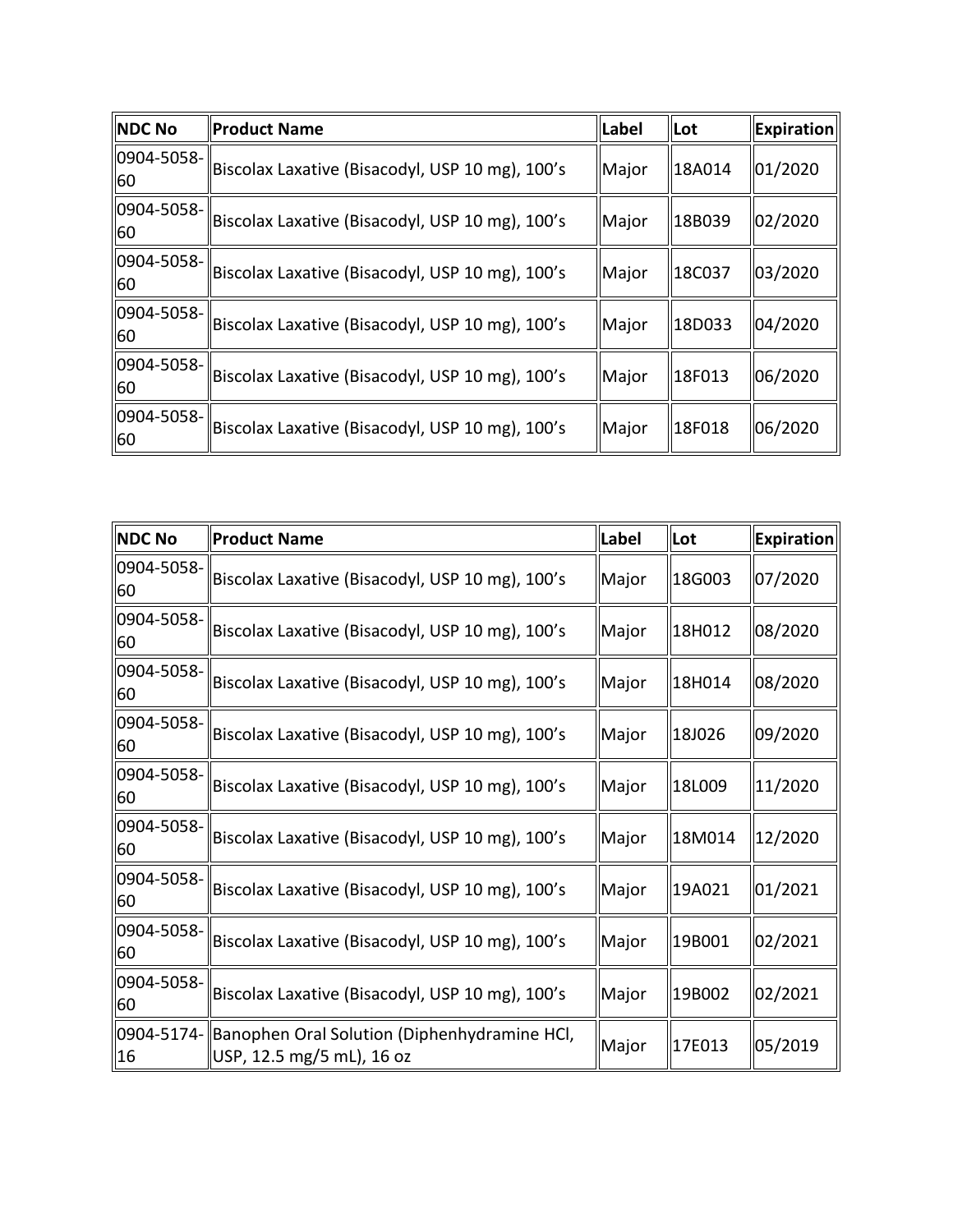| NDC No | Product Name | Label | Lot | Expiration |
| --- | --- | --- | --- | --- |
| 0904-5058-60 | Biscolax Laxative (Bisacodyl, USP 10 mg), 100’s | Major | 18A014 | 01/2020 |
| 0904-5058-60 | Biscolax Laxative (Bisacodyl, USP 10 mg), 100’s | Major | 18B039 | 02/2020 |
| 0904-5058-60 | Biscolax Laxative (Bisacodyl, USP 10 mg), 100’s | Major | 18C037 | 03/2020 |
| 0904-5058-60 | Biscolax Laxative (Bisacodyl, USP 10 mg), 100’s | Major | 18D033 | 04/2020 |
| 0904-5058-60 | Biscolax Laxative (Bisacodyl, USP 10 mg), 100’s | Major | 18F013 | 06/2020 |
| 0904-5058-60 | Biscolax Laxative (Bisacodyl, USP 10 mg), 100’s | Major | 18F018 | 06/2020 |

| NDC No | Product Name | Label | Lot | Expiration |
| --- | --- | --- | --- | --- |
| 0904-5058-60 | Biscolax Laxative (Bisacodyl, USP 10 mg), 100’s | Major | 18G003 | 07/2020 |
| 0904-5058-60 | Biscolax Laxative (Bisacodyl, USP 10 mg), 100’s | Major | 18H012 | 08/2020 |
| 0904-5058-60 | Biscolax Laxative (Bisacodyl, USP 10 mg), 100’s | Major | 18H014 | 08/2020 |
| 0904-5058-60 | Biscolax Laxative (Bisacodyl, USP 10 mg), 100’s | Major | 18J026 | 09/2020 |
| 0904-5058-60 | Biscolax Laxative (Bisacodyl, USP 10 mg), 100’s | Major | 18L009 | 11/2020 |
| 0904-5058-60 | Biscolax Laxative (Bisacodyl, USP 10 mg), 100’s | Major | 18M014 | 12/2020 |
| 0904-5058-60 | Biscolax Laxative (Bisacodyl, USP 10 mg), 100’s | Major | 19A021 | 01/2021 |
| 0904-5058-60 | Biscolax Laxative (Bisacodyl, USP 10 mg), 100’s | Major | 19B001 | 02/2021 |
| 0904-5058-60 | Biscolax Laxative (Bisacodyl, USP 10 mg), 100’s | Major | 19B002 | 02/2021 |
| 0904-5174-16 | Banophen Oral Solution (Diphenhydramine HCl, USP, 12.5 mg/5 mL), 16 oz | Major | 17E013 | 05/2019 |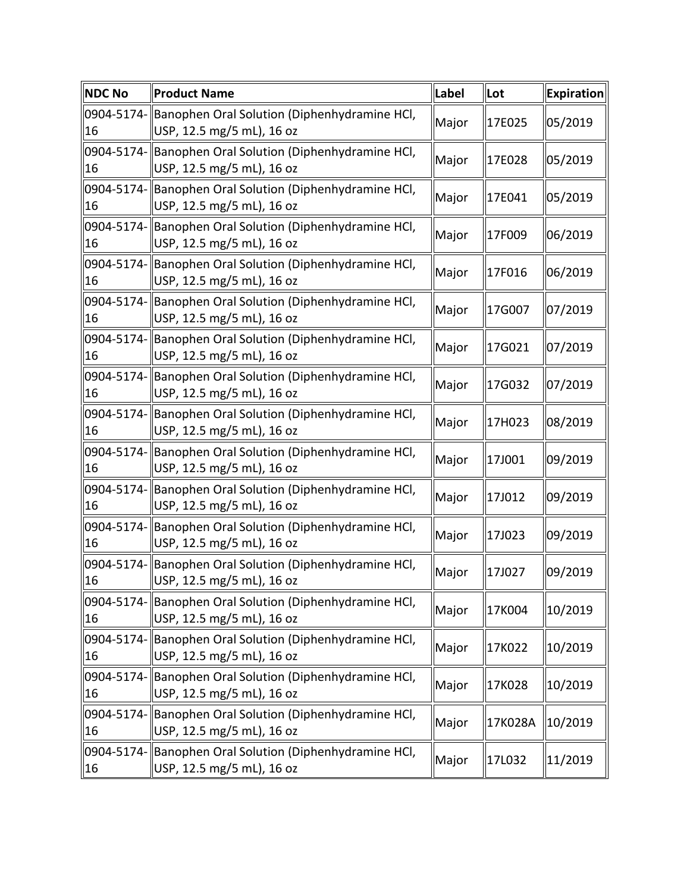| NDC No | Product Name | Label | Lot | Expiration |
|---|---|---|---|---|
| 0904-5174-16 | Banophen Oral Solution (Diphenhydramine HCl, USP, 12.5 mg/5 mL), 16 oz | Major | 17E025 | 05/2019 |
| 0904-5174-16 | Banophen Oral Solution (Diphenhydramine HCl, USP, 12.5 mg/5 mL), 16 oz | Major | 17E028 | 05/2019 |
| 0904-5174-16 | Banophen Oral Solution (Diphenhydramine HCl, USP, 12.5 mg/5 mL), 16 oz | Major | 17E041 | 05/2019 |
| 0904-5174-16 | Banophen Oral Solution (Diphenhydramine HCl, USP, 12.5 mg/5 mL), 16 oz | Major | 17F009 | 06/2019 |
| 0904-5174-16 | Banophen Oral Solution (Diphenhydramine HCl, USP, 12.5 mg/5 mL), 16 oz | Major | 17F016 | 06/2019 |
| 0904-5174-16 | Banophen Oral Solution (Diphenhydramine HCl, USP, 12.5 mg/5 mL), 16 oz | Major | 17G007 | 07/2019 |
| 0904-5174-16 | Banophen Oral Solution (Diphenhydramine HCl, USP, 12.5 mg/5 mL), 16 oz | Major | 17G021 | 07/2019 |
| 0904-5174-16 | Banophen Oral Solution (Diphenhydramine HCl, USP, 12.5 mg/5 mL), 16 oz | Major | 17G032 | 07/2019 |
| 0904-5174-16 | Banophen Oral Solution (Diphenhydramine HCl, USP, 12.5 mg/5 mL), 16 oz | Major | 17H023 | 08/2019 |
| 0904-5174-16 | Banophen Oral Solution (Diphenhydramine HCl, USP, 12.5 mg/5 mL), 16 oz | Major | 17J001 | 09/2019 |
| 0904-5174-16 | Banophen Oral Solution (Diphenhydramine HCl, USP, 12.5 mg/5 mL), 16 oz | Major | 17J012 | 09/2019 |
| 0904-5174-16 | Banophen Oral Solution (Diphenhydramine HCl, USP, 12.5 mg/5 mL), 16 oz | Major | 17J023 | 09/2019 |
| 0904-5174-16 | Banophen Oral Solution (Diphenhydramine HCl, USP, 12.5 mg/5 mL), 16 oz | Major | 17J027 | 09/2019 |
| 0904-5174-16 | Banophen Oral Solution (Diphenhydramine HCl, USP, 12.5 mg/5 mL), 16 oz | Major | 17K004 | 10/2019 |
| 0904-5174-16 | Banophen Oral Solution (Diphenhydramine HCl, USP, 12.5 mg/5 mL), 16 oz | Major | 17K022 | 10/2019 |
| 0904-5174-16 | Banophen Oral Solution (Diphenhydramine HCl, USP, 12.5 mg/5 mL), 16 oz | Major | 17K028 | 10/2019 |
| 0904-5174-16 | Banophen Oral Solution (Diphenhydramine HCl, USP, 12.5 mg/5 mL), 16 oz | Major | 17K028A | 10/2019 |
| 0904-5174-16 | Banophen Oral Solution (Diphenhydramine HCl, USP, 12.5 mg/5 mL), 16 oz | Major | 17L032 | 11/2019 |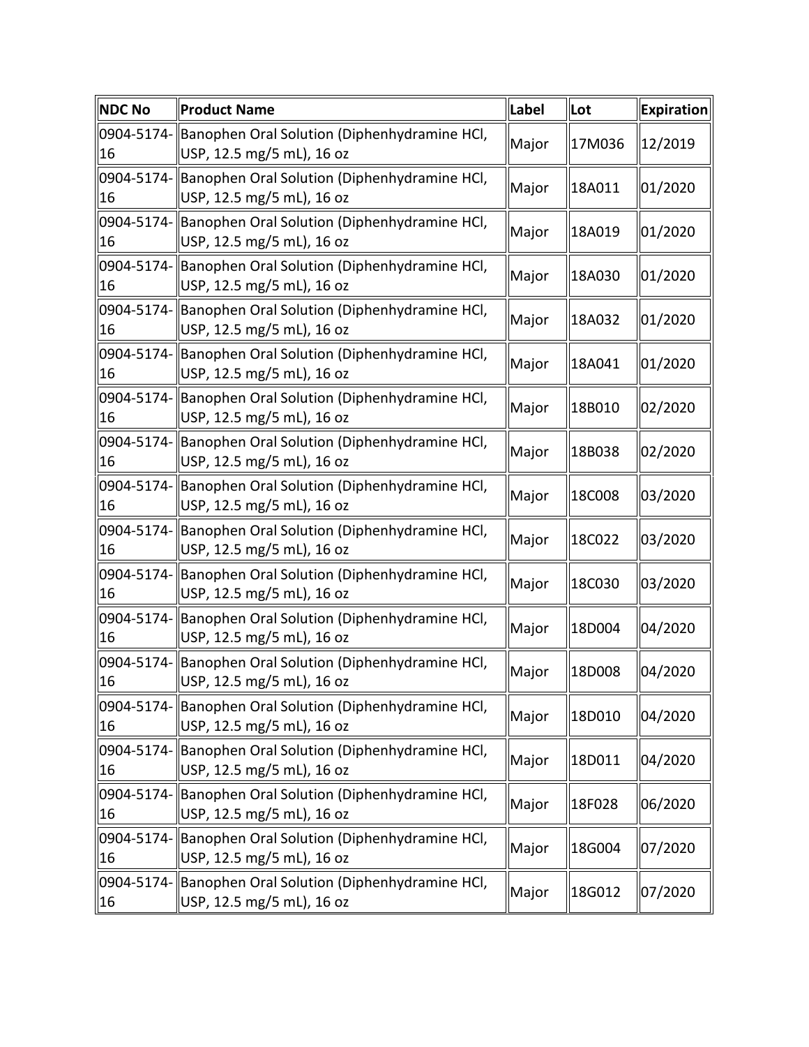| NDC No | Product Name | Label | Lot | Expiration |
| --- | --- | --- | --- | --- |
| 0904-5174-16 | Banophen Oral Solution (Diphenhydramine HCl, USP, 12.5 mg/5 mL), 16 oz | Major | 17M036 | 12/2019 |
| 0904-5174-16 | Banophen Oral Solution (Diphenhydramine HCl, USP, 12.5 mg/5 mL), 16 oz | Major | 18A011 | 01/2020 |
| 0904-5174-16 | Banophen Oral Solution (Diphenhydramine HCl, USP, 12.5 mg/5 mL), 16 oz | Major | 18A019 | 01/2020 |
| 0904-5174-16 | Banophen Oral Solution (Diphenhydramine HCl, USP, 12.5 mg/5 mL), 16 oz | Major | 18A030 | 01/2020 |
| 0904-5174-16 | Banophen Oral Solution (Diphenhydramine HCl, USP, 12.5 mg/5 mL), 16 oz | Major | 18A032 | 01/2020 |
| 0904-5174-16 | Banophen Oral Solution (Diphenhydramine HCl, USP, 12.5 mg/5 mL), 16 oz | Major | 18A041 | 01/2020 |
| 0904-5174-16 | Banophen Oral Solution (Diphenhydramine HCl, USP, 12.5 mg/5 mL), 16 oz | Major | 18B010 | 02/2020 |
| 0904-5174-16 | Banophen Oral Solution (Diphenhydramine HCl, USP, 12.5 mg/5 mL), 16 oz | Major | 18B038 | 02/2020 |
| 0904-5174-16 | Banophen Oral Solution (Diphenhydramine HCl, USP, 12.5 mg/5 mL), 16 oz | Major | 18C008 | 03/2020 |
| 0904-5174-16 | Banophen Oral Solution (Diphenhydramine HCl, USP, 12.5 mg/5 mL), 16 oz | Major | 18C022 | 03/2020 |
| 0904-5174-16 | Banophen Oral Solution (Diphenhydramine HCl, USP, 12.5 mg/5 mL), 16 oz | Major | 18C030 | 03/2020 |
| 0904-5174-16 | Banophen Oral Solution (Diphenhydramine HCl, USP, 12.5 mg/5 mL), 16 oz | Major | 18D004 | 04/2020 |
| 0904-5174-16 | Banophen Oral Solution (Diphenhydramine HCl, USP, 12.5 mg/5 mL), 16 oz | Major | 18D008 | 04/2020 |
| 0904-5174-16 | Banophen Oral Solution (Diphenhydramine HCl, USP, 12.5 mg/5 mL), 16 oz | Major | 18D010 | 04/2020 |
| 0904-5174-16 | Banophen Oral Solution (Diphenhydramine HCl, USP, 12.5 mg/5 mL), 16 oz | Major | 18D011 | 04/2020 |
| 0904-5174-16 | Banophen Oral Solution (Diphenhydramine HCl, USP, 12.5 mg/5 mL), 16 oz | Major | 18F028 | 06/2020 |
| 0904-5174-16 | Banophen Oral Solution (Diphenhydramine HCl, USP, 12.5 mg/5 mL), 16 oz | Major | 18G004 | 07/2020 |
| 0904-5174-16 | Banophen Oral Solution (Diphenhydramine HCl, USP, 12.5 mg/5 mL), 16 oz | Major | 18G012 | 07/2020 |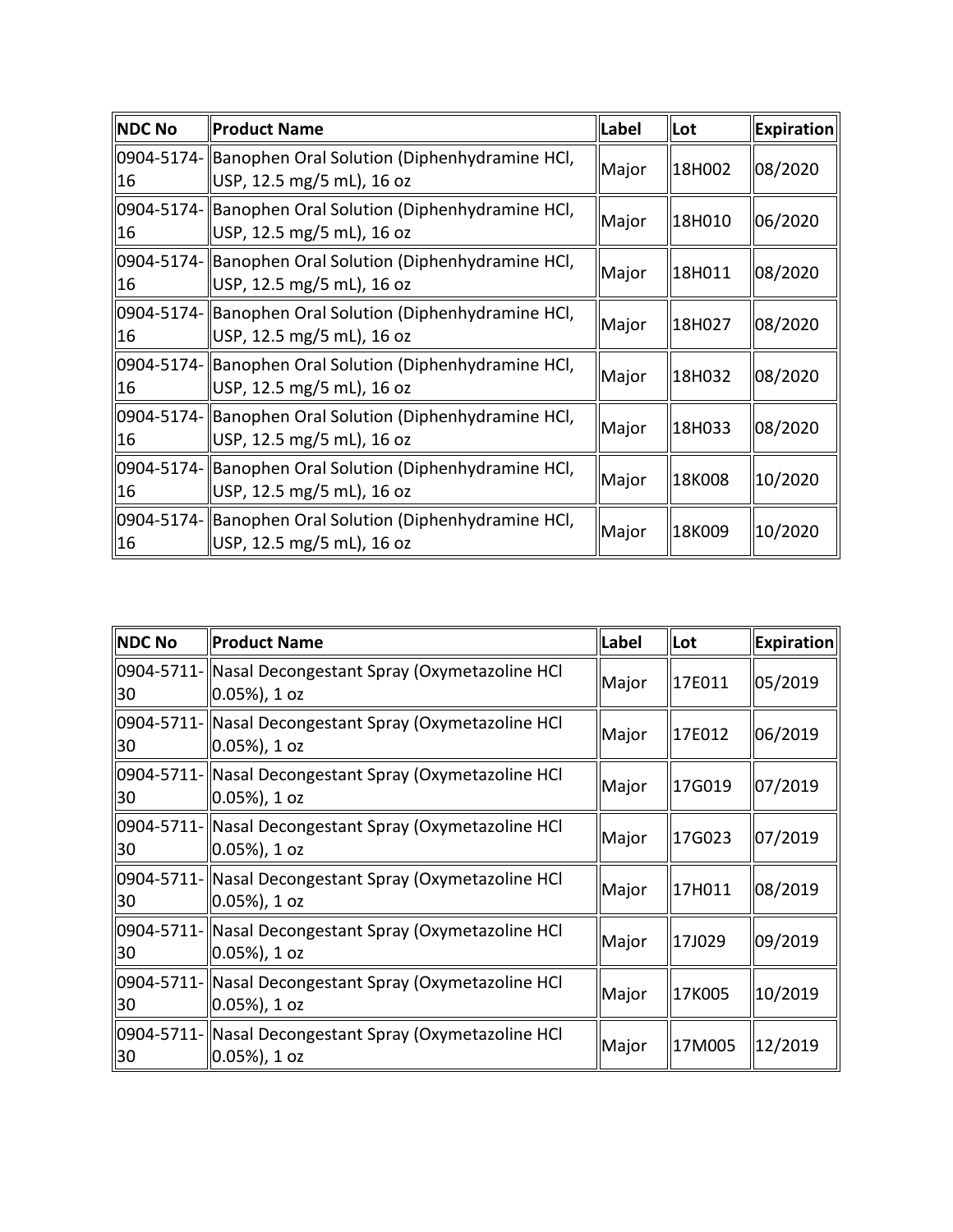| NDC No | Product Name | Label | Lot | Expiration |
|---|---|---|---|---|
| 0904-5174-16 | Banophen Oral Solution (Diphenhydramine HCl, USP, 12.5 mg/5 mL), 16 oz | Major | 18H002 | 08/2020 |
| 0904-5174-16 | Banophen Oral Solution (Diphenhydramine HCl, USP, 12.5 mg/5 mL), 16 oz | Major | 18H010 | 06/2020 |
| 0904-5174-16 | Banophen Oral Solution (Diphenhydramine HCl, USP, 12.5 mg/5 mL), 16 oz | Major | 18H011 | 08/2020 |
| 0904-5174-16 | Banophen Oral Solution (Diphenhydramine HCl, USP, 12.5 mg/5 mL), 16 oz | Major | 18H027 | 08/2020 |
| 0904-5174-16 | Banophen Oral Solution (Diphenhydramine HCl, USP, 12.5 mg/5 mL), 16 oz | Major | 18H032 | 08/2020 |
| 0904-5174-16 | Banophen Oral Solution (Diphenhydramine HCl, USP, 12.5 mg/5 mL), 16 oz | Major | 18H033 | 08/2020 |
| 0904-5174-16 | Banophen Oral Solution (Diphenhydramine HCl, USP, 12.5 mg/5 mL), 16 oz | Major | 18K008 | 10/2020 |
| 0904-5174-16 | Banophen Oral Solution (Diphenhydramine HCl, USP, 12.5 mg/5 mL), 16 oz | Major | 18K009 | 10/2020 |

| NDC No | Product Name | Label | Lot | Expiration |
|---|---|---|---|---|
| 0904-5711-30 | Nasal Decongestant Spray (Oxymetazoline HCl 0.05%), 1 oz | Major | 17E011 | 05/2019 |
| 0904-5711-30 | Nasal Decongestant Spray (Oxymetazoline HCl 0.05%), 1 oz | Major | 17E012 | 06/2019 |
| 0904-5711-30 | Nasal Decongestant Spray (Oxymetazoline HCl 0.05%), 1 oz | Major | 17G019 | 07/2019 |
| 0904-5711-30 | Nasal Decongestant Spray (Oxymetazoline HCl 0.05%), 1 oz | Major | 17G023 | 07/2019 |
| 0904-5711-30 | Nasal Decongestant Spray (Oxymetazoline HCl 0.05%), 1 oz | Major | 17H011 | 08/2019 |
| 0904-5711-30 | Nasal Decongestant Spray (Oxymetazoline HCl 0.05%), 1 oz | Major | 17J029 | 09/2019 |
| 0904-5711-30 | Nasal Decongestant Spray (Oxymetazoline HCl 0.05%), 1 oz | Major | 17K005 | 10/2019 |
| 0904-5711-30 | Nasal Decongestant Spray (Oxymetazoline HCl 0.05%), 1 oz | Major | 17M005 | 12/2019 |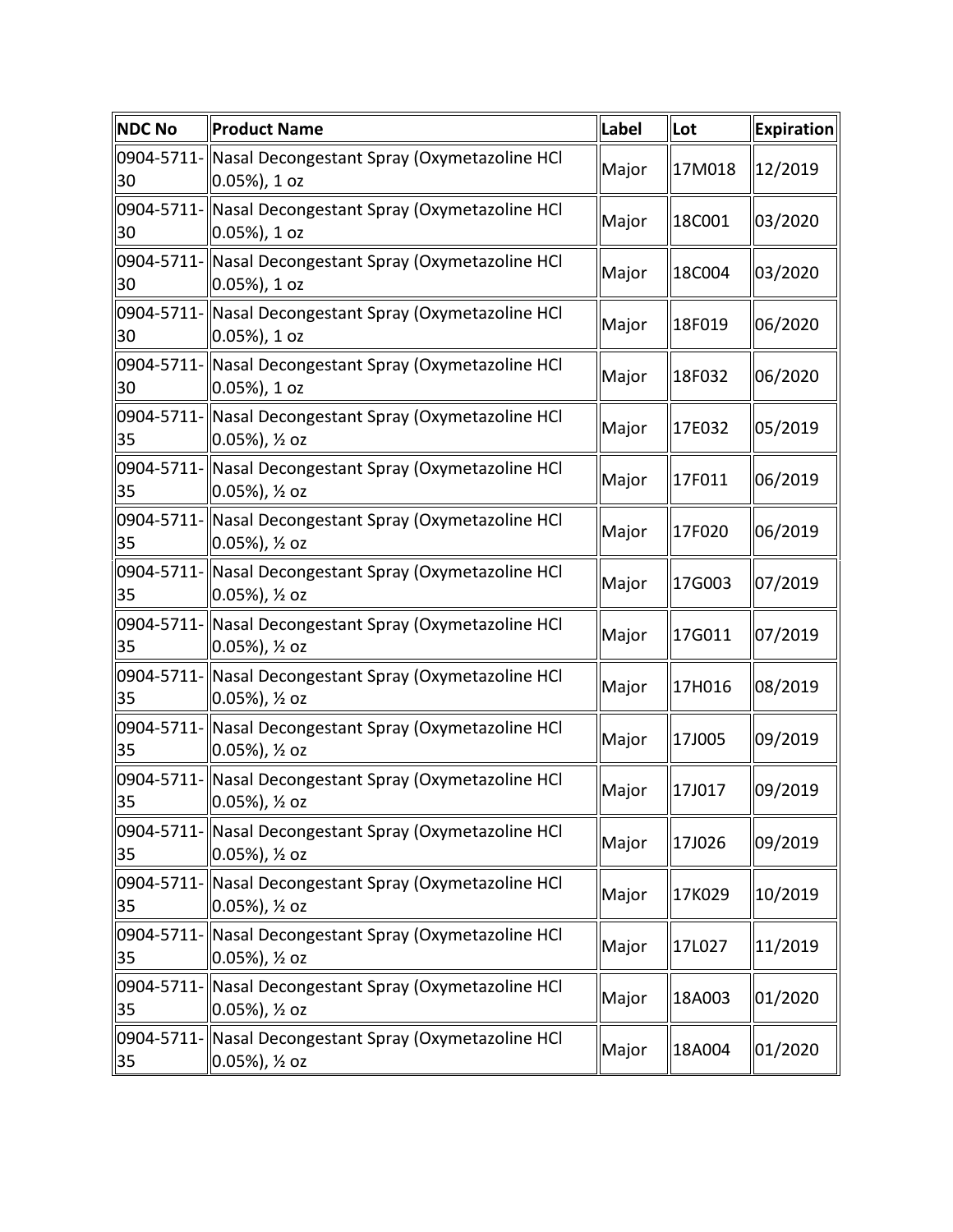| NDC No | Product Name | Label | Lot | Expiration |
|---|---|---|---|---|
| 0904-5711-30 | Nasal Decongestant Spray (Oxymetazoline HCl 0.05%), 1 oz | Major | 17M018 | 12/2019 |
| 0904-5711-30 | Nasal Decongestant Spray (Oxymetazoline HCl 0.05%), 1 oz | Major | 18C001 | 03/2020 |
| 0904-5711-30 | Nasal Decongestant Spray (Oxymetazoline HCl 0.05%), 1 oz | Major | 18C004 | 03/2020 |
| 0904-5711-30 | Nasal Decongestant Spray (Oxymetazoline HCl 0.05%), 1 oz | Major | 18F019 | 06/2020 |
| 0904-5711-30 | Nasal Decongestant Spray (Oxymetazoline HCl 0.05%), 1 oz | Major | 18F032 | 06/2020 |
| 0904-5711-35 | Nasal Decongestant Spray (Oxymetazoline HCl 0.05%), ½ oz | Major | 17E032 | 05/2019 |
| 0904-5711-35 | Nasal Decongestant Spray (Oxymetazoline HCl 0.05%), ½ oz | Major | 17F011 | 06/2019 |
| 0904-5711-35 | Nasal Decongestant Spray (Oxymetazoline HCl 0.05%), ½ oz | Major | 17F020 | 06/2019 |
| 0904-5711-35 | Nasal Decongestant Spray (Oxymetazoline HCl 0.05%), ½ oz | Major | 17G003 | 07/2019 |
| 0904-5711-35 | Nasal Decongestant Spray (Oxymetazoline HCl 0.05%), ½ oz | Major | 17G011 | 07/2019 |
| 0904-5711-35 | Nasal Decongestant Spray (Oxymetazoline HCl 0.05%), ½ oz | Major | 17H016 | 08/2019 |
| 0904-5711-35 | Nasal Decongestant Spray (Oxymetazoline HCl 0.05%), ½ oz | Major | 17J005 | 09/2019 |
| 0904-5711-35 | Nasal Decongestant Spray (Oxymetazoline HCl 0.05%), ½ oz | Major | 17J017 | 09/2019 |
| 0904-5711-35 | Nasal Decongestant Spray (Oxymetazoline HCl 0.05%), ½ oz | Major | 17J026 | 09/2019 |
| 0904-5711-35 | Nasal Decongestant Spray (Oxymetazoline HCl 0.05%), ½ oz | Major | 17K029 | 10/2019 |
| 0904-5711-35 | Nasal Decongestant Spray (Oxymetazoline HCl 0.05%), ½ oz | Major | 17L027 | 11/2019 |
| 0904-5711-35 | Nasal Decongestant Spray (Oxymetazoline HCl 0.05%), ½ oz | Major | 18A003 | 01/2020 |
| 0904-5711-35 | Nasal Decongestant Spray (Oxymetazoline HCl 0.05%), ½ oz | Major | 18A004 | 01/2020 |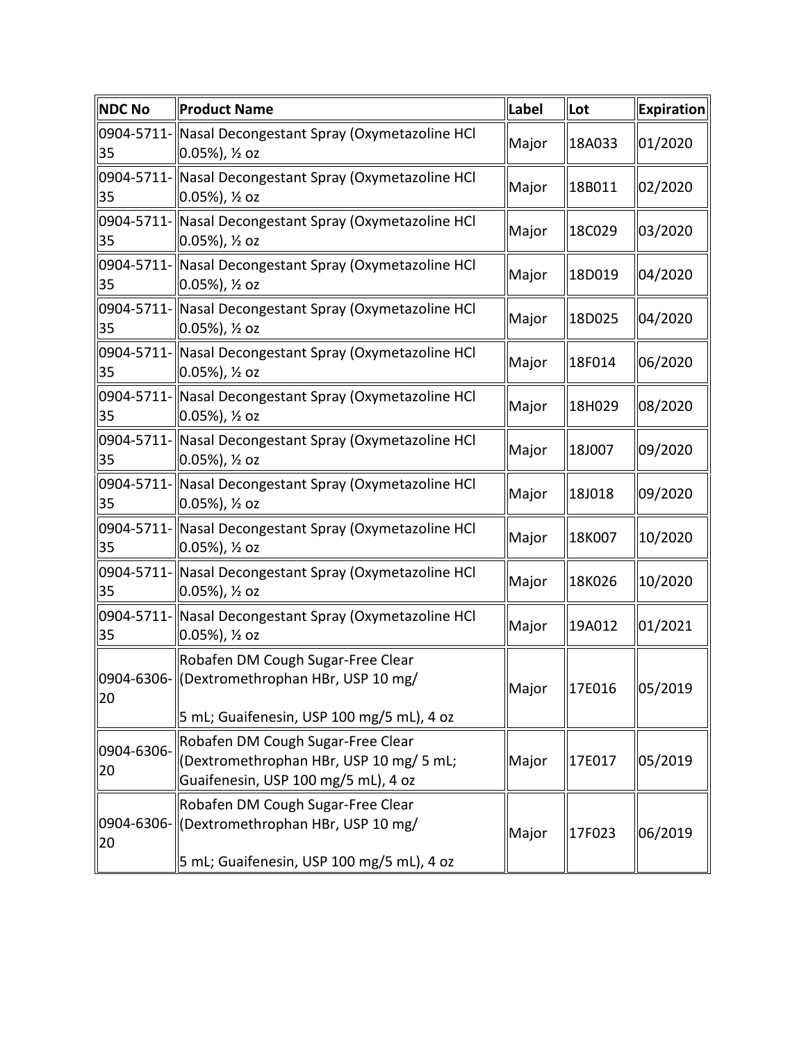| NDC No | Product Name | Label | Lot | Expiration |
|---|---|---|---|---|
| 0904-5711-35 | Nasal Decongestant Spray (Oxymetazoline HCl 0.05%), ½ oz | Major | 18A033 | 01/2020 |
| 0904-5711-35 | Nasal Decongestant Spray (Oxymetazoline HCl 0.05%), ½ oz | Major | 18B011 | 02/2020 |
| 0904-5711-35 | Nasal Decongestant Spray (Oxymetazoline HCl 0.05%), ½ oz | Major | 18C029 | 03/2020 |
| 0904-5711-35 | Nasal Decongestant Spray (Oxymetazoline HCl 0.05%), ½ oz | Major | 18D019 | 04/2020 |
| 0904-5711-35 | Nasal Decongestant Spray (Oxymetazoline HCl 0.05%), ½ oz | Major | 18D025 | 04/2020 |
| 0904-5711-35 | Nasal Decongestant Spray (Oxymetazoline HCl 0.05%), ½ oz | Major | 18F014 | 06/2020 |
| 0904-5711-35 | Nasal Decongestant Spray (Oxymetazoline HCl 0.05%), ½ oz | Major | 18H029 | 08/2020 |
| 0904-5711-35 | Nasal Decongestant Spray (Oxymetazoline HCl 0.05%), ½ oz | Major | 18J007 | 09/2020 |
| 0904-5711-35 | Nasal Decongestant Spray (Oxymetazoline HCl 0.05%), ½ oz | Major | 18J018 | 09/2020 |
| 0904-5711-35 | Nasal Decongestant Spray (Oxymetazoline HCl 0.05%), ½ oz | Major | 18K007 | 10/2020 |
| 0904-5711-35 | Nasal Decongestant Spray (Oxymetazoline HCl 0.05%), ½ oz | Major | 18K026 | 10/2020 |
| 0904-5711-35 | Nasal Decongestant Spray (Oxymetazoline HCl 0.05%), ½ oz | Major | 19A012 | 01/2021 |
| 0904-6306-20 | Robafen DM Cough Sugar-Free Clear (Dextromethrophan HBr, USP 10 mg/ 5 mL; Guaifenesin, USP 100 mg/5 mL), 4 oz | Major | 17E016 | 05/2019 |
| 0904-6306-20 | Robafen DM Cough Sugar-Free Clear (Dextromethrophan HBr, USP 10 mg/ 5 mL; Guaifenesin, USP 100 mg/5 mL), 4 oz | Major | 17E017 | 05/2019 |
| 0904-6306-20 | Robafen DM Cough Sugar-Free Clear (Dextromethrophan HBr, USP 10 mg/ 5 mL; Guaifenesin, USP 100 mg/5 mL), 4 oz | Major | 17F023 | 06/2019 |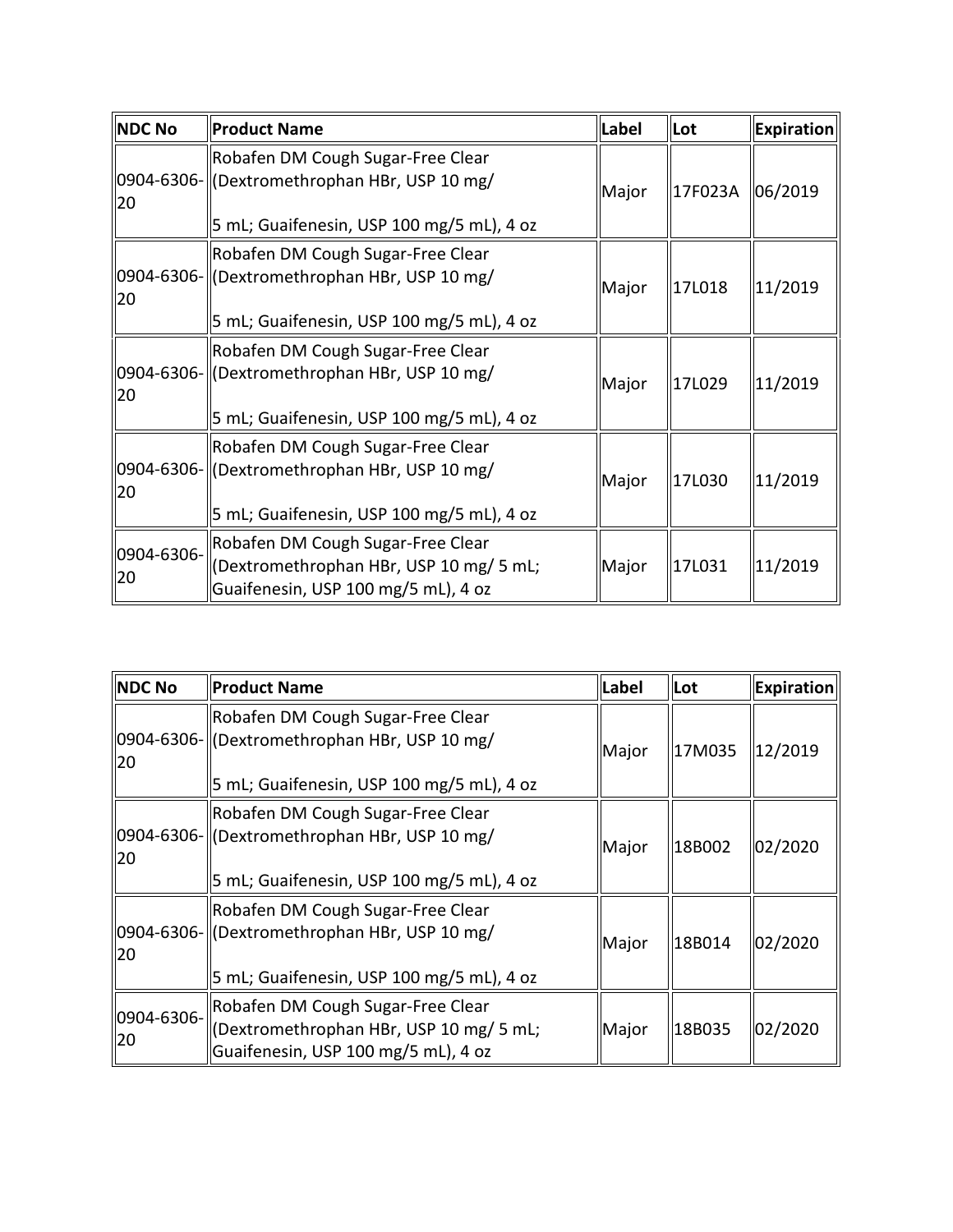| NDC No | Product Name | Label | Lot | Expiration |
| --- | --- | --- | --- | --- |
| 0904-6306-20 | Robafen DM Cough Sugar-Free Clear (Dextromethrophan HBr, USP 10 mg/ 5 mL; Guaifenesin, USP 100 mg/5 mL), 4 oz | Major | 17F023A | 06/2019 |
| 0904-6306-20 | Robafen DM Cough Sugar-Free Clear (Dextromethrophan HBr, USP 10 mg/ 5 mL; Guaifenesin, USP 100 mg/5 mL), 4 oz | Major | 17L018 | 11/2019 |
| 0904-6306-20 | Robafen DM Cough Sugar-Free Clear (Dextromethrophan HBr, USP 10 mg/ 5 mL; Guaifenesin, USP 100 mg/5 mL), 4 oz | Major | 17L029 | 11/2019 |
| 0904-6306-20 | Robafen DM Cough Sugar-Free Clear (Dextromethrophan HBr, USP 10 mg/ 5 mL; Guaifenesin, USP 100 mg/5 mL), 4 oz | Major | 17L030 | 11/2019 |
| 0904-6306-20 | Robafen DM Cough Sugar-Free Clear (Dextromethrophan HBr, USP 10 mg/ 5 mL; Guaifenesin, USP 100 mg/5 mL), 4 oz | Major | 17L031 | 11/2019 |

| NDC No | Product Name | Label | Lot | Expiration |
| --- | --- | --- | --- | --- |
| 0904-6306-20 | Robafen DM Cough Sugar-Free Clear (Dextromethrophan HBr, USP 10 mg/ 5 mL; Guaifenesin, USP 100 mg/5 mL), 4 oz | Major | 17M035 | 12/2019 |
| 0904-6306-20 | Robafen DM Cough Sugar-Free Clear (Dextromethrophan HBr, USP 10 mg/ 5 mL; Guaifenesin, USP 100 mg/5 mL), 4 oz | Major | 18B002 | 02/2020 |
| 0904-6306-20 | Robafen DM Cough Sugar-Free Clear (Dextromethrophan HBr, USP 10 mg/ 5 mL; Guaifenesin, USP 100 mg/5 mL), 4 oz | Major | 18B014 | 02/2020 |
| 0904-6306-20 | Robafen DM Cough Sugar-Free Clear (Dextromethrophan HBr, USP 10 mg/ 5 mL; Guaifenesin, USP 100 mg/5 mL), 4 oz | Major | 18B035 | 02/2020 |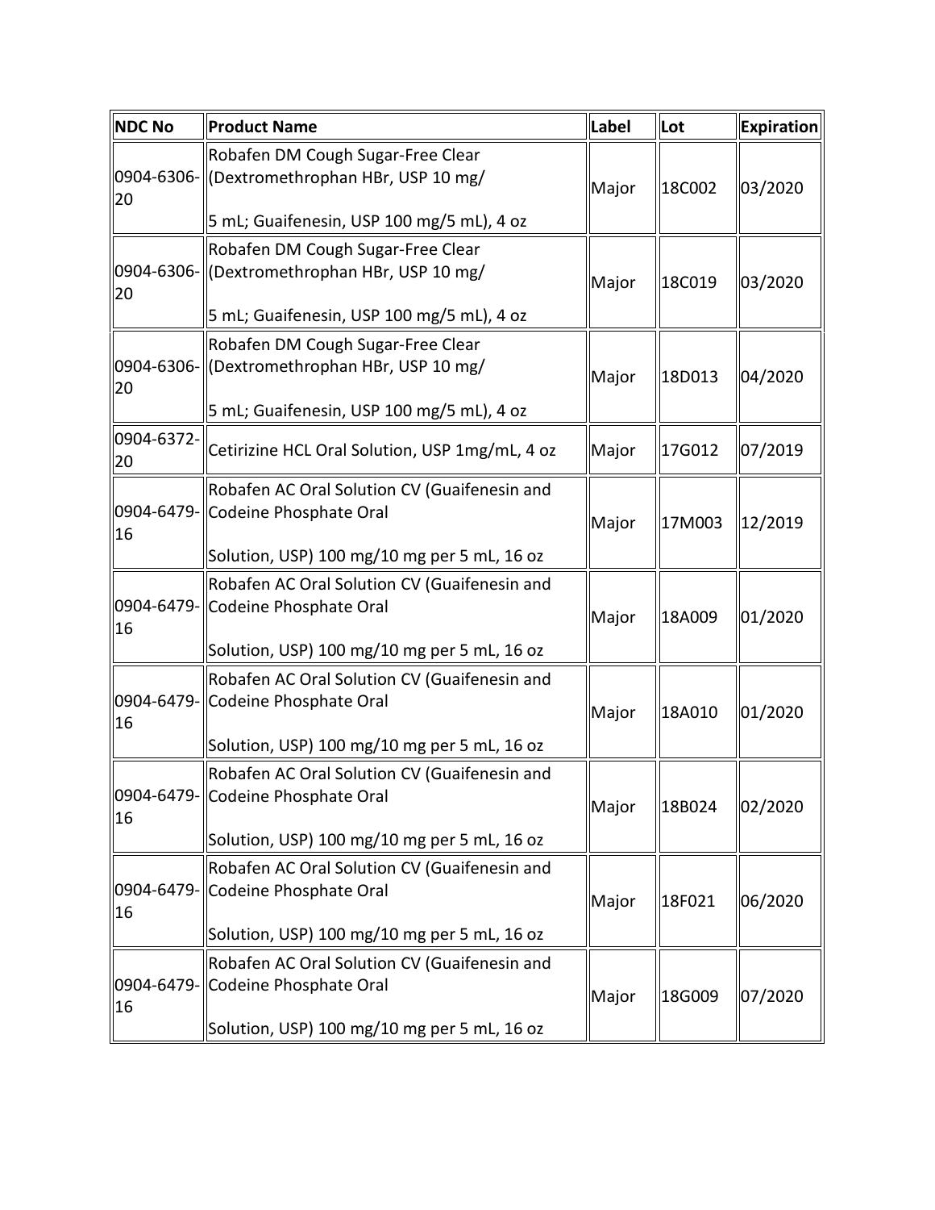| NDC No | Product Name | Label | Lot | Expiration |
|---|---|---|---|---|
| 0904-6306-20 | Robafen DM Cough Sugar-Free Clear (Dextromethrophan HBr, USP 10 mg/ 5 mL; Guaifenesin, USP 100 mg/5 mL), 4 oz | Major | 18C002 | 03/2020 |
| 0904-6306-20 | Robafen DM Cough Sugar-Free Clear (Dextromethrophan HBr, USP 10 mg/ 5 mL; Guaifenesin, USP 100 mg/5 mL), 4 oz | Major | 18C019 | 03/2020 |
| 0904-6306-20 | Robafen DM Cough Sugar-Free Clear (Dextromethrophan HBr, USP 10 mg/ 5 mL; Guaifenesin, USP 100 mg/5 mL), 4 oz | Major | 18D013 | 04/2020 |
| 0904-6372-20 | Cetirizine HCL Oral Solution, USP 1mg/mL, 4 oz | Major | 17G012 | 07/2019 |
| 0904-6479-16 | Robafen AC Oral Solution CV (Guaifenesin and Codeine Phosphate Oral Solution, USP) 100 mg/10 mg per 5 mL, 16 oz | Major | 17M003 | 12/2019 |
| 0904-6479-16 | Robafen AC Oral Solution CV (Guaifenesin and Codeine Phosphate Oral Solution, USP) 100 mg/10 mg per 5 mL, 16 oz | Major | 18A009 | 01/2020 |
| 0904-6479-16 | Robafen AC Oral Solution CV (Guaifenesin and Codeine Phosphate Oral Solution, USP) 100 mg/10 mg per 5 mL, 16 oz | Major | 18A010 | 01/2020 |
| 0904-6479-16 | Robafen AC Oral Solution CV (Guaifenesin and Codeine Phosphate Oral Solution, USP) 100 mg/10 mg per 5 mL, 16 oz | Major | 18B024 | 02/2020 |
| 0904-6479-16 | Robafen AC Oral Solution CV (Guaifenesin and Codeine Phosphate Oral Solution, USP) 100 mg/10 mg per 5 mL, 16 oz | Major | 18F021 | 06/2020 |
| 0904-6479-16 | Robafen AC Oral Solution CV (Guaifenesin and Codeine Phosphate Oral Solution, USP) 100 mg/10 mg per 5 mL, 16 oz | Major | 18G009 | 07/2020 |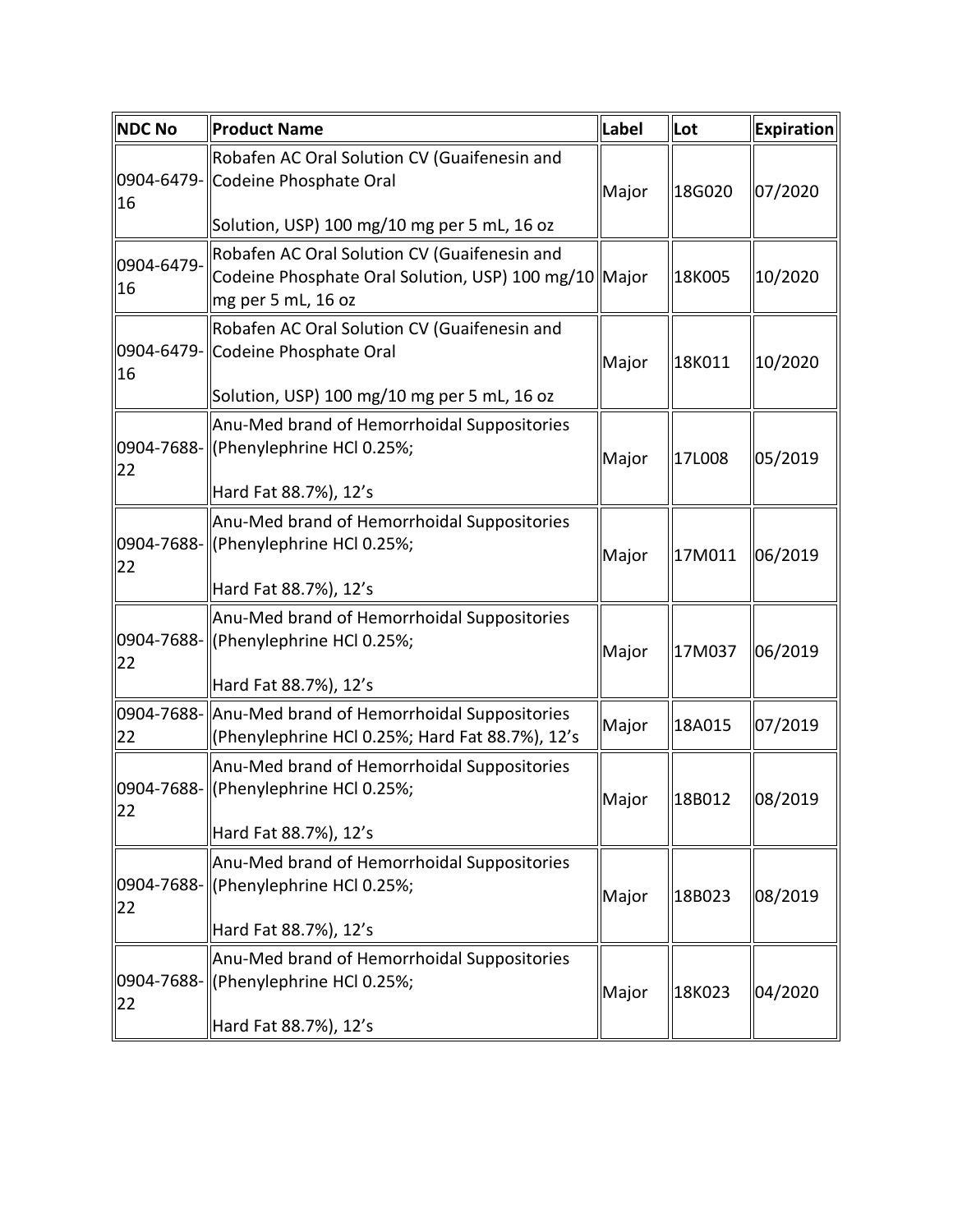| NDC No | Product Name | Label | Lot | Expiration |
|---|---|---|---|---|
| 0904-6479-16 | Robafen AC Oral Solution CV (Guaifenesin and Codeine Phosphate Oral Solution, USP) 100 mg/10 mg per 5 mL, 16 oz | Major | 18G020 | 07/2020 |
| 0904-6479-16 | Robafen AC Oral Solution CV (Guaifenesin and Codeine Phosphate Oral Solution, USP) 100 mg/10 mg per 5 mL, 16 oz | Major | 18K005 | 10/2020 |
| 0904-6479-16 | Robafen AC Oral Solution CV (Guaifenesin and Codeine Phosphate Oral Solution, USP) 100 mg/10 mg per 5 mL, 16 oz | Major | 18K011 | 10/2020 |
| 0904-7688-22 | Anu-Med brand of Hemorrhoidal Suppositories (Phenylephrine HCl 0.25%; Hard Fat 88.7%), 12's | Major | 17L008 | 05/2019 |
| 0904-7688-22 | Anu-Med brand of Hemorrhoidal Suppositories (Phenylephrine HCl 0.25%; Hard Fat 88.7%), 12's | Major | 17M011 | 06/2019 |
| 0904-7688-22 | Anu-Med brand of Hemorrhoidal Suppositories (Phenylephrine HCl 0.25%; Hard Fat 88.7%), 12's | Major | 17M037 | 06/2019 |
| 0904-7688-22 | Anu-Med brand of Hemorrhoidal Suppositories (Phenylephrine HCl 0.25%; Hard Fat 88.7%), 12's | Major | 18A015 | 07/2019 |
| 0904-7688-22 | Anu-Med brand of Hemorrhoidal Suppositories (Phenylephrine HCl 0.25%; Hard Fat 88.7%), 12's | Major | 18B012 | 08/2019 |
| 0904-7688-22 | Anu-Med brand of Hemorrhoidal Suppositories (Phenylephrine HCl 0.25%; Hard Fat 88.7%), 12's | Major | 18B023 | 08/2019 |
| 0904-7688-22 | Anu-Med brand of Hemorrhoidal Suppositories (Phenylephrine HCl 0.25%; Hard Fat 88.7%), 12's | Major | 18K023 | 04/2020 |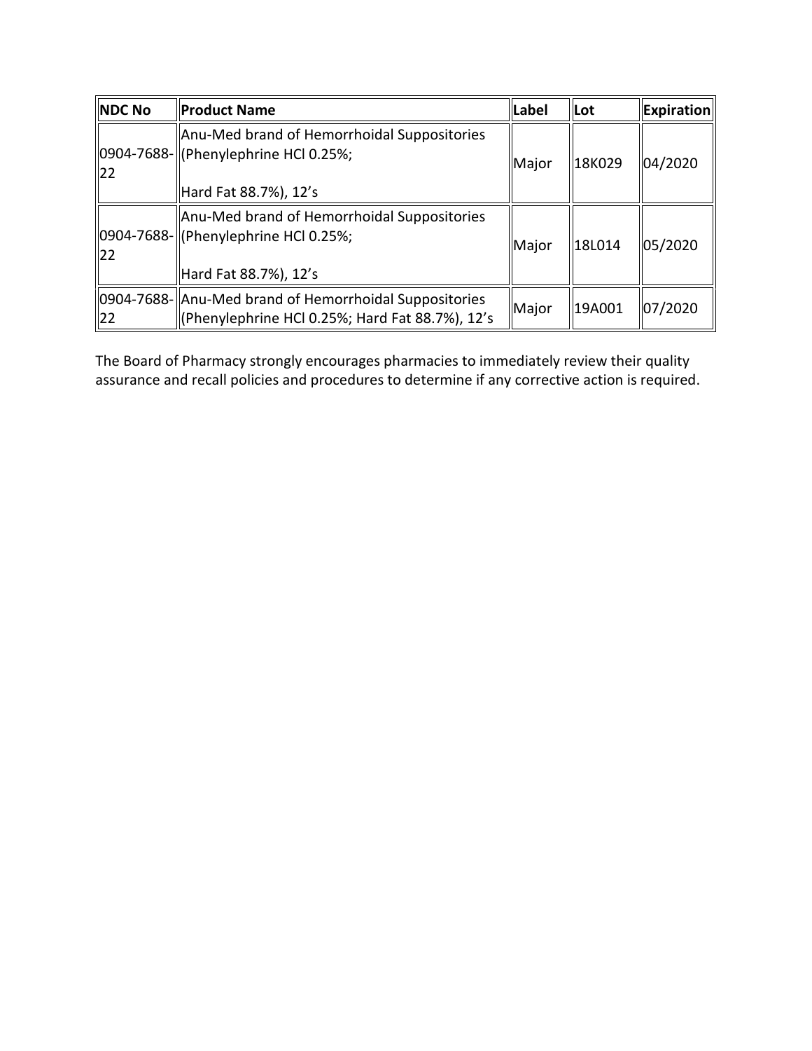| NDC No | Product Name | Label | Lot | Expiration |
|---|---|---|---|---|
| 0904-7688-22 | Anu-Med brand of Hemorrhoidal Suppositories (Phenylephrine HCl 0.25%; Hard Fat 88.7%), 12's | Major | 18K029 | 04/2020 |
| 0904-7688-22 | Anu-Med brand of Hemorrhoidal Suppositories (Phenylephrine HCl 0.25%; Hard Fat 88.7%), 12's | Major | 18L014 | 05/2020 |
| 0904-7688-22 | Anu-Med brand of Hemorrhoidal Suppositories (Phenylephrine HCl 0.25%; Hard Fat 88.7%), 12's | Major | 19A001 | 07/2020 |

The Board of Pharmacy strongly encourages pharmacies to immediately review their quality assurance and recall policies and procedures to determine if any corrective action is required.